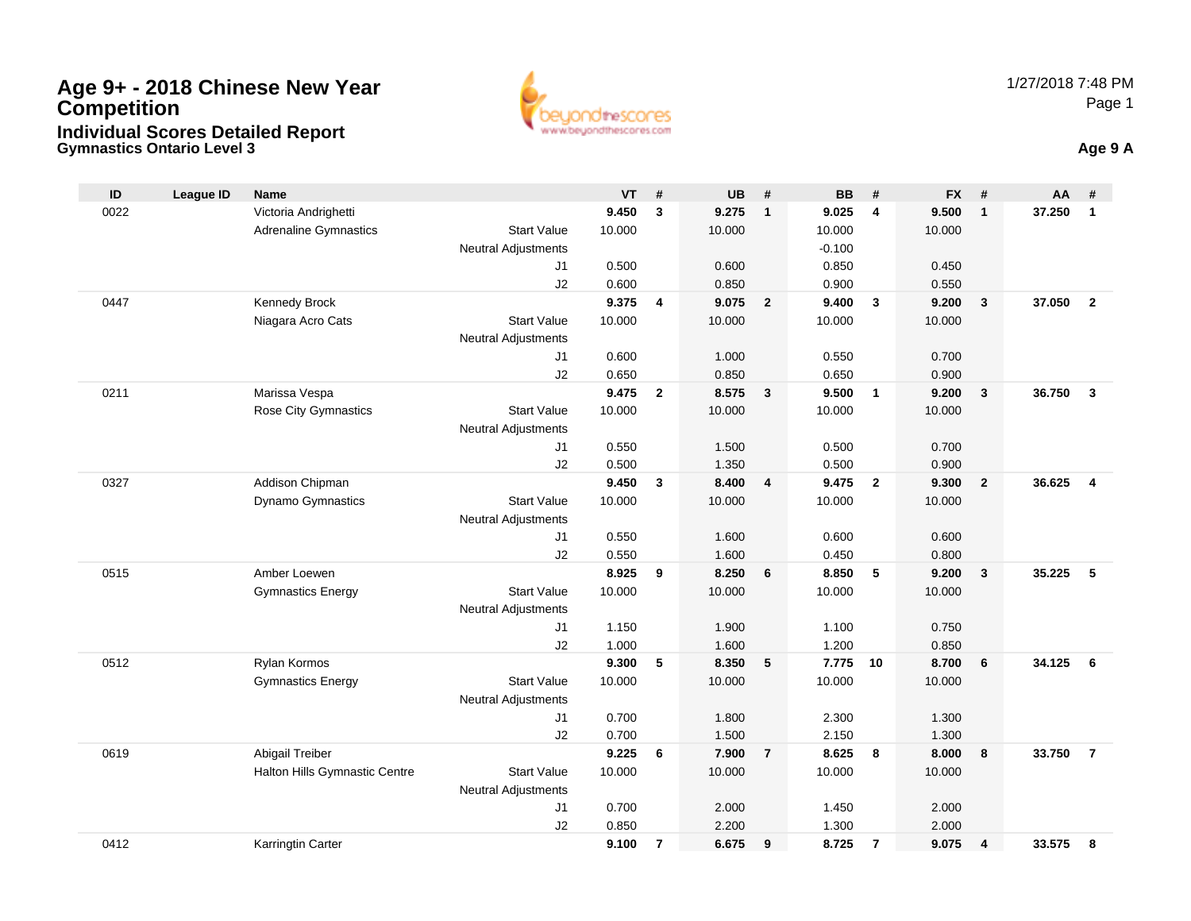# Age 9+ - 2018 Chinese New Year Competition

## Individual Scores Detailed Report

### Gymnastics Ontario Level 3

1/27/2018 7:48 PM

**Age 9 A**

| ID | League ID | Name | | VT | # | UB | # | BB | # | FX | # | AA | # |
|---|---|---|---|---|---|---|---|---|---|---|---|---|---|
| 0022 | | Victoria Andrighetti | | **9.450** | **3** | **9.275** | **1** | **9.025** | **4** | **9.500** | **1** | **37.250** | **1** |
| | | Adrenaline Gymnastics | Start Value | 10.000 | | 10.000 | | 10.000 | | 10.000 | | | |
| | | | Neutral Adjustments | | | | | -0.100 | | | | | |
| | | | J1 | 0.500 | | 0.600 | | 0.850 | | 0.450 | | | |
| | | | J2 | 0.600 | | 0.850 | | 0.900 | | 0.550 | | | |
| 0447 | | Kennedy Brock | | **9.375** | **4** | **9.075** | **2** | **9.400** | **3** | **9.200** | **3** | **37.050** | **2** |
| | | Niagara Acro Cats | Start Value | 10.000 | | 10.000 | | 10.000 | | 10.000 | | | |
| | | | Neutral Adjustments | | | | | | | | | | |
| | | | J1 | 0.600 | | 1.000 | | 0.550 | | 0.700 | | | |
| | | | J2 | 0.650 | | 0.850 | | 0.650 | | 0.900 | | | |
| 0211 | | Marissa Vespa | | **9.475** | **2** | **8.575** | **3** | **9.500** | **1** | **9.200** | **3** | **36.750** | **3** |
| | | Rose City Gymnastics | Start Value | 10.000 | | 10.000 | | 10.000 | | 10.000 | | | |
| | | | Neutral Adjustments | | | | | | | | | | |
| | | | J1 | 0.550 | | 1.500 | | 0.500 | | 0.700 | | | |
| | | | J2 | 0.500 | | 1.350 | | 0.500 | | 0.900 | | | |
| 0327 | | Addison Chipman | | **9.450** | **3** | **8.400** | **4** | **9.475** | **2** | **9.300** | **2** | **36.625** | **4** |
| | | Dynamo Gymnastics | Start Value | 10.000 | | 10.000 | | 10.000 | | 10.000 | | | |
| | | | Neutral Adjustments | | | | | | | | | | |
| | | | J1 | 0.550 | | 1.600 | | 0.600 | | 0.600 | | | |
| | | | J2 | 0.550 | | 1.600 | | 0.450 | | 0.800 | | | |
| 0515 | | Amber Loewen | | **8.925** | **9** | **8.250** | **6** | **8.850** | **5** | **9.200** | **3** | **35.225** | **5** |
| | | Gymnastics Energy | Start Value | 10.000 | | 10.000 | | 10.000 | | 10.000 | | | |
| | | | Neutral Adjustments | | | | | | | | | | |
| | | | J1 | 1.150 | | 1.900 | | 1.100 | | 0.750 | | | |
| | | | J2 | 1.000 | | 1.600 | | 1.200 | | 0.850 | | | |
| 0512 | | Rylan Kormos | | **9.300** | **5** | **8.350** | **5** | **7.775** | **10** | **8.700** | **6** | **34.125** | **6** |
| | | Gymnastics Energy | Start Value | 10.000 | | 10.000 | | 10.000 | | 10.000 | | | |
| | | | Neutral Adjustments | | | | | | | | | | |
| | | | J1 | 0.700 | | 1.800 | | 2.300 | | 1.300 | | | |
| | | | J2 | 0.700 | | 1.500 | | 2.150 | | 1.300 | | | |
| 0619 | | Abigail Treiber | | **9.225** | **6** | **7.900** | **7** | **8.625** | **8** | **8.000** | **8** | **33.750** | **7** |
| | | Halton Hills Gymnastic Centre | Start Value | 10.000 | | 10.000 | | 10.000 | | 10.000 | | | |
| | | | Neutral Adjustments | | | | | | | | | | |
| | | | J1 | 0.700 | | 2.000 | | 1.450 | | 2.000 | | | |
| | | | J2 | 0.850 | | 2.200 | | 1.300 | | 2.000 | | | |
| 0412 | | Karringtin Carter | | **9.100** | **7** | **6.675** | **9** | **8.725** | **7** | **9.075** | **4** | **33.575** | **8** |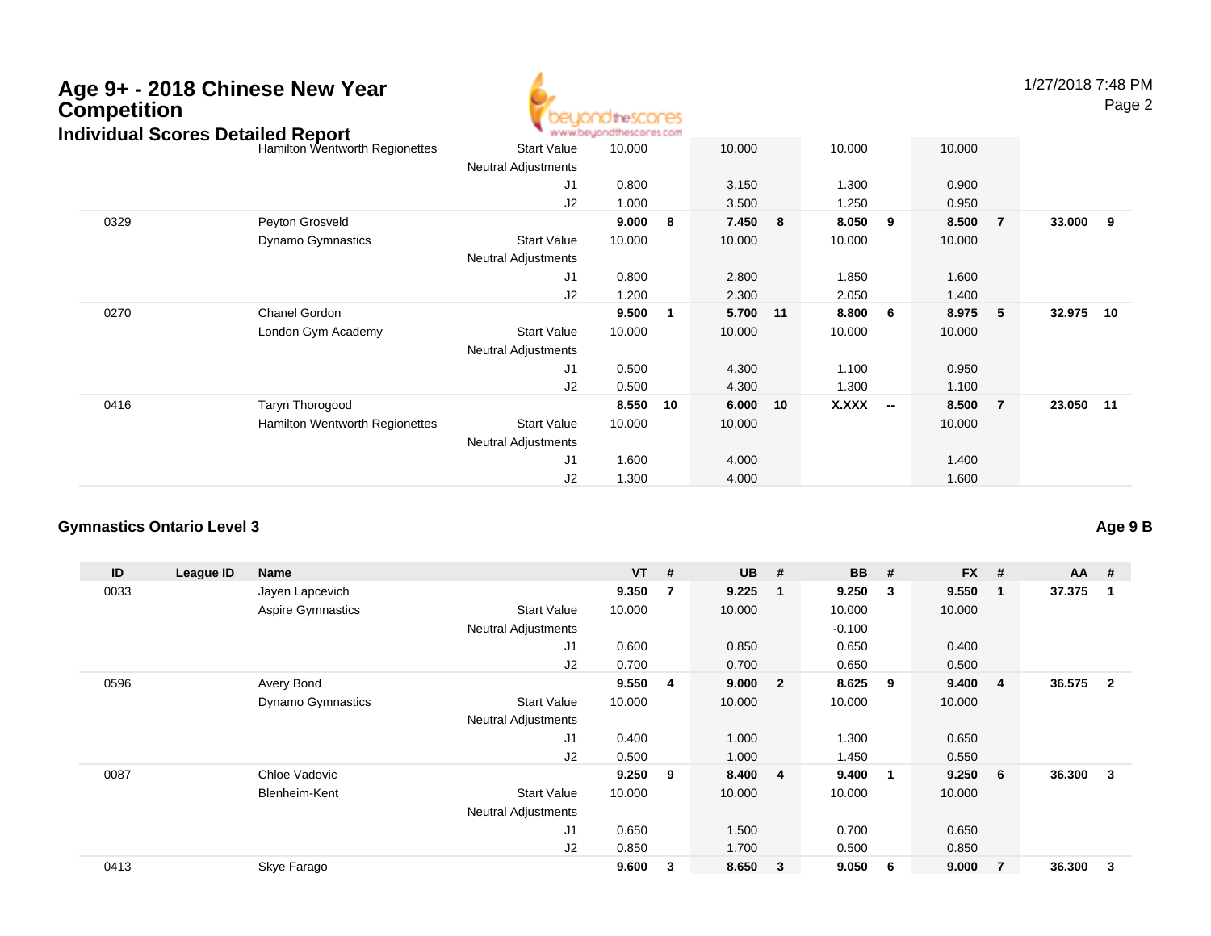# Age 9+ - 2018 Chinese New Year Competition

## Individual Scores Detailed Report

| ID | League ID | Name | | VT | # | UB | # | BB | # | FX | # | AA | # |
|---|---|---|---|---|---|---|---|---|---|---|---|---|---|
| | | Hamilton Wentworth Regionettes | Start Value | 10.000 | | 10.000 | | 10.000 | | 10.000 | | | |
| | | | Neutral Adjustments | | | | | | | | | | |
| | | | J1 | 0.800 | | 3.150 | | 1.300 | | 0.900 | | | |
| | | | J2 | 1.000 | | 3.500 | | 1.250 | | 0.950 | | | |
| 0329 | | Peyton Grosveld | | **9.000** | **8** | **7.450** | **8** | **8.050** | **9** | **8.500** | **7** | **33.000** | **9** |
| | | Dynamo Gymnastics | Start Value | 10.000 | | 10.000 | | 10.000 | | 10.000 | | | |
| | | | Neutral Adjustments | | | | | | | | | | |
| | | | J1 | 0.800 | | 2.800 | | 1.850 | | 1.600 | | | |
| | | | J2 | 1.200 | | 2.300 | | 2.050 | | 1.400 | | | |
| 0270 | | Chanel Gordon | | **9.500** | **1** | **5.700** | **11** | **8.800** | **6** | **8.975** | **5** | **32.975** | **10** |
| | | London Gym Academy | Start Value | 10.000 | | 10.000 | | 10.000 | | 10.000 | | | |
| | | | Neutral Adjustments | | | | | | | | | | |
| | | | J1 | 0.500 | | 4.300 | | 1.100 | | 0.950 | | | |
| | | | J2 | 0.500 | | 4.300 | | 1.300 | | 1.100 | | | |
| 0416 | | Taryn Thorogood | | **8.550** | **10** | **6.000** | **10** | **X.XXX** | **--** | **8.500** | **7** | **23.050** | **11** |
| | | Hamilton Wentworth Regionettes | Start Value | 10.000 | | 10.000 | | | | 10.000 | | | |
| | | | Neutral Adjustments | | | | | | | | | | |
| | | | J1 | 1.600 | | 4.000 | | | | 1.400 | | | |
| | | | J2 | 1.300 | | 4.000 | | | | 1.600 | | | |

### Gymnastics Ontario Level 3

**Age 9 B**

| ID | League ID | Name | | VT | # | UB | # | BB | # | FX | # | AA | # |
|---|---|---|---|---|---|---|---|---|---|---|---|---|---|
| 0033 | | Jayen Lapcevich | | **9.350** | **7** | **9.225** | **1** | **9.250** | **3** | **9.550** | **1** | **37.375** | **1** |
| | | Aspire Gymnastics | Start Value | 10.000 | | 10.000 | | 10.000 | | 10.000 | | | |
| | | | Neutral Adjustments | | | | | -0.100 | | | | | |
| | | | J1 | 0.600 | | 0.850 | | 0.650 | | 0.400 | | | |
| | | | J2 | 0.700 | | 0.700 | | 0.650 | | 0.500 | | | |
| 0596 | | Avery Bond | | **9.550** | **4** | **9.000** | **2** | **8.625** | **9** | **9.400** | **4** | **36.575** | **2** |
| | | Dynamo Gymnastics | Start Value | 10.000 | | 10.000 | | 10.000 | | 10.000 | | | |
| | | | Neutral Adjustments | | | | | | | | | | |
| | | | J1 | 0.400 | | 1.000 | | 1.300 | | 0.650 | | | |
| | | | J2 | 0.500 | | 1.000 | | 1.450 | | 0.550 | | | |
| 0087 | | Chloe Vadovic | | **9.250** | **9** | **8.400** | **4** | **9.400** | **1** | **9.250** | **6** | **36.300** | **3** |
| | | Blenheim-Kent | Start Value | 10.000 | | 10.000 | | 10.000 | | 10.000 | | | |
| | | | Neutral Adjustments | | | | | | | | | | |
| | | | J1 | 0.650 | | 1.500 | | 0.700 | | 0.650 | | | |
| | | | J2 | 0.850 | | 1.700 | | 0.500 | | 0.850 | | | |
| 0413 | | Skye Farago | | **9.600** | **3** | **8.650** | **3** | **9.050** | **6** | **9.000** | **7** | **36.300** | **3** |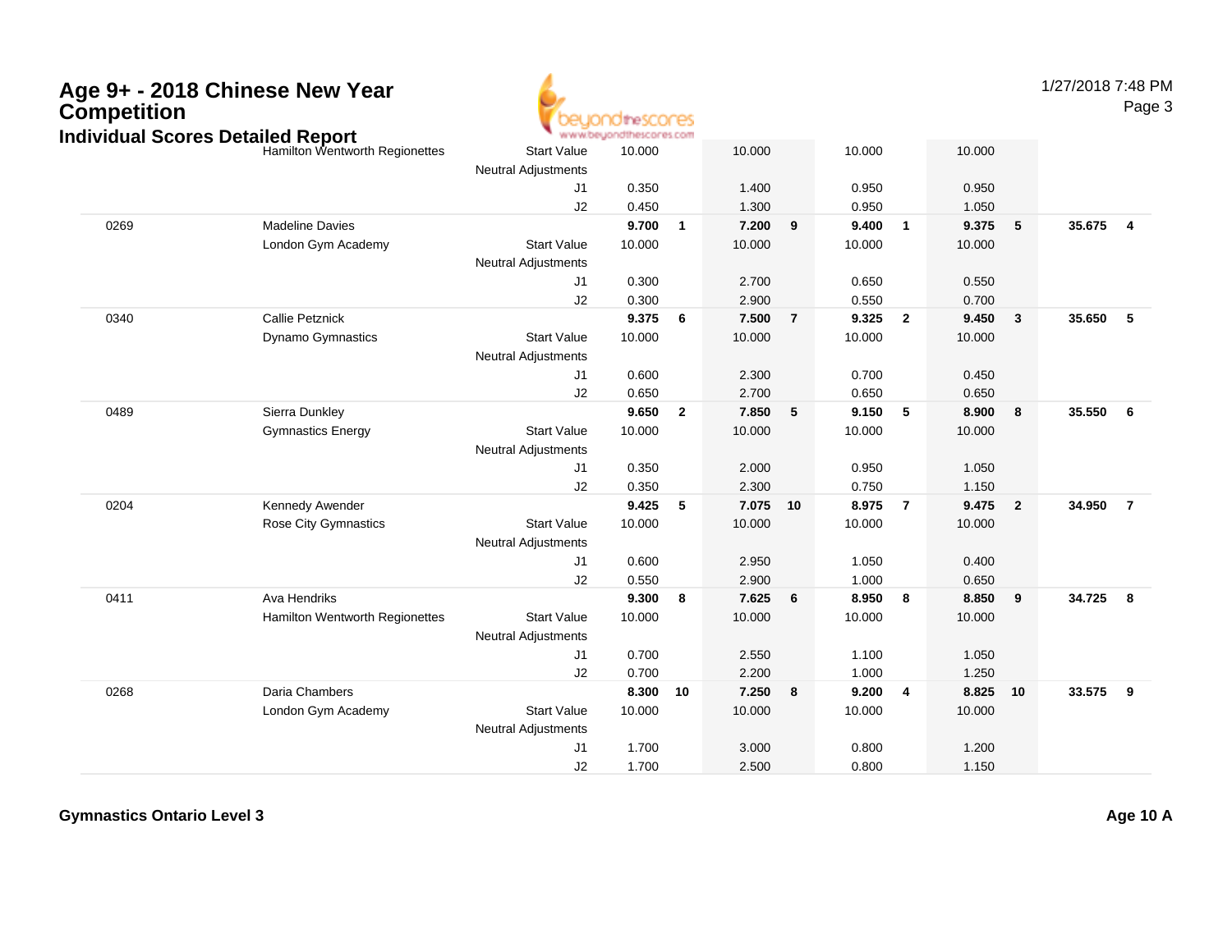# Age 9+ - 2018 Chinese New Year Competition

## Individual Scores Detailed Report

| | | | | | | | | | | | | |
|---|---|---|---|---|---|---|---|---|---|---|---|---|
| | Hamilton Wentworth Regionettes | Start Value | 10.000 | | 10.000 | | 10.000 | | 10.000 | | | |
| | | Neutral Adjustments | | | | | | | | | | |
| | | J1 | 0.350 | | 1.400 | | 0.950 | | 0.950 | | | |
| | | J2 | 0.450 | | 1.300 | | 0.950 | | 1.050 | | | |
| 0269 | Madeline Davies | | **9.700** | **1** | **7.200** | **9** | **9.400** | **1** | **9.375** | **5** | **35.675** | **4** |
| | London Gym Academy | Start Value | 10.000 | | 10.000 | | 10.000 | | 10.000 | | | |
| | | Neutral Adjustments | | | | | | | | | | |
| | | J1 | 0.300 | | 2.700 | | 0.650 | | 0.550 | | | |
| | | J2 | 0.300 | | 2.900 | | 0.550 | | 0.700 | | | |
| 0340 | Callie Petznick | | **9.375** | **6** | **7.500** | **7** | **9.325** | **2** | **9.450** | **3** | **35.650** | **5** |
| | Dynamo Gymnastics | Start Value | 10.000 | | 10.000 | | 10.000 | | 10.000 | | | |
| | | Neutral Adjustments | | | | | | | | | | |
| | | J1 | 0.600 | | 2.300 | | 0.700 | | 0.450 | | | |
| | | J2 | 0.650 | | 2.700 | | 0.650 | | 0.650 | | | |
| 0489 | Sierra Dunkley | | **9.650** | **2** | **7.850** | **5** | **9.150** | **5** | **8.900** | **8** | **35.550** | **6** |
| | Gymnastics Energy | Start Value | 10.000 | | 10.000 | | 10.000 | | 10.000 | | | |
| | | Neutral Adjustments | | | | | | | | | | |
| | | J1 | 0.350 | | 2.000 | | 0.950 | | 1.050 | | | |
| | | J2 | 0.350 | | 2.300 | | 0.750 | | 1.150 | | | |
| 0204 | Kennedy Awender | | **9.425** | **5** | **7.075** | **10** | **8.975** | **7** | **9.475** | **2** | **34.950** | **7** |
| | Rose City Gymnastics | Start Value | 10.000 | | 10.000 | | 10.000 | | 10.000 | | | |
| | | Neutral Adjustments | | | | | | | | | | |
| | | J1 | 0.600 | | 2.950 | | 1.050 | | 0.400 | | | |
| | | J2 | 0.550 | | 2.900 | | 1.000 | | 0.650 | | | |
| 0411 | Ava Hendriks | | **9.300** | **8** | **7.625** | **6** | **8.950** | **8** | **8.850** | **9** | **34.725** | **8** |
| | Hamilton Wentworth Regionettes | Start Value | 10.000 | | 10.000 | | 10.000 | | 10.000 | | | |
| | | Neutral Adjustments | | | | | | | | | | |
| | | J1 | 0.700 | | 2.550 | | 1.100 | | 1.050 | | | |
| | | J2 | 0.700 | | 2.200 | | 1.000 | | 1.250 | | | |
| 0268 | Daria Chambers | | **8.300** | **10** | **7.250** | **8** | **9.200** | **4** | **8.825** | **10** | **33.575** | **9** |
| | London Gym Academy | Start Value | 10.000 | | 10.000 | | 10.000 | | 10.000 | | | |
| | | Neutral Adjustments | | | | | | | | | | |
| | | J1 | 1.700 | | 3.000 | | 0.800 | | 1.200 | | | |
| | | J2 | 1.700 | | 2.500 | | 0.800 | | 1.150 | | | |

**Gymnastics Ontario Level 3** **Age 10 A**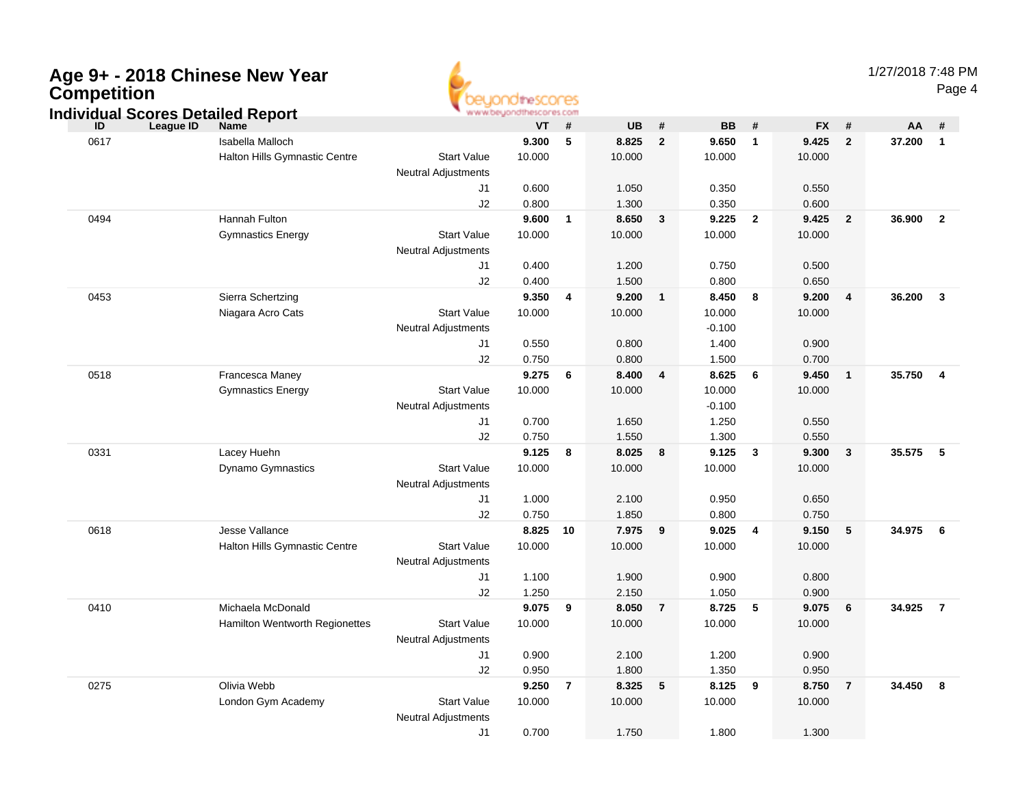# Age 9+ - 2018 Chinese New Year Competition

## Individual Scores Detailed Report

| ID | League ID | Name | | VT | # | UB | # | BB | # | FX | # | AA | # |
|---|---|---|---|---|---|---|---|---|---|---|---|---|---|
| 0617 | | Isabella Malloch | | **9.300** | **5** | **8.825** | **2** | **9.650** | **1** | **9.425** | **2** | **37.200** | **1** |
| | | Halton Hills Gymnastic Centre | Start Value | 10.000 | | 10.000 | | 10.000 | | 10.000 | | | |
| | | | Neutral Adjustments | | | | | | | | | | |
| | | | J1 | 0.600 | | 1.050 | | 0.350 | | 0.550 | | | |
| | | | J2 | 0.800 | | 1.300 | | 0.350 | | 0.600 | | | |
| 0494 | | Hannah Fulton | | **9.600** | **1** | **8.650** | **3** | **9.225** | **2** | **9.425** | **2** | **36.900** | **2** |
| | | Gymnastics Energy | Start Value | 10.000 | | 10.000 | | 10.000 | | 10.000 | | | |
| | | | Neutral Adjustments | | | | | | | | | | |
| | | | J1 | 0.400 | | 1.200 | | 0.750 | | 0.500 | | | |
| | | | J2 | 0.400 | | 1.500 | | 0.800 | | 0.650 | | | |
| 0453 | | Sierra Schertzing | | **9.350** | **4** | **9.200** | **1** | **8.450** | **8** | **9.200** | **4** | **36.200** | **3** |
| | | Niagara Acro Cats | Start Value | 10.000 | | 10.000 | | 10.000 | | 10.000 | | | |
| | | | Neutral Adjustments | | | | | -0.100 | | | | | |
| | | | J1 | 0.550 | | 0.800 | | 1.400 | | 0.900 | | | |
| | | | J2 | 0.750 | | 0.800 | | 1.500 | | 0.700 | | | |
| 0518 | | Francesca Maney | | **9.275** | **6** | **8.400** | **4** | **8.625** | **6** | **9.450** | **1** | **35.750** | **4** |
| | | Gymnastics Energy | Start Value | 10.000 | | 10.000 | | 10.000 | | 10.000 | | | |
| | | | Neutral Adjustments | | | | | -0.100 | | | | | |
| | | | J1 | 0.700 | | 1.650 | | 1.250 | | 0.550 | | | |
| | | | J2 | 0.750 | | 1.550 | | 1.300 | | 0.550 | | | |
| 0331 | | Lacey Huehn | | **9.125** | **8** | **8.025** | **8** | **9.125** | **3** | **9.300** | **3** | **35.575** | **5** |
| | | Dynamo Gymnastics | Start Value | 10.000 | | 10.000 | | 10.000 | | 10.000 | | | |
| | | | Neutral Adjustments | | | | | | | | | | |
| | | | J1 | 1.000 | | 2.100 | | 0.950 | | 0.650 | | | |
| | | | J2 | 0.750 | | 1.850 | | 0.800 | | 0.750 | | | |
| 0618 | | Jesse Vallance | | **8.825** | **10** | **7.975** | **9** | **9.025** | **4** | **9.150** | **5** | **34.975** | **6** |
| | | Halton Hills Gymnastic Centre | Start Value | 10.000 | | 10.000 | | 10.000 | | 10.000 | | | |
| | | | Neutral Adjustments | | | | | | | | | | |
| | | | J1 | 1.100 | | 1.900 | | 0.900 | | 0.800 | | | |
| | | | J2 | 1.250 | | 2.150 | | 1.050 | | 0.900 | | | |
| 0410 | | Michaela McDonald | | **9.075** | **9** | **8.050** | **7** | **8.725** | **5** | **9.075** | **6** | **34.925** | **7** |
| | | Hamilton Wentworth Regionettes | Start Value | 10.000 | | 10.000 | | 10.000 | | 10.000 | | | |
| | | | Neutral Adjustments | | | | | | | | | | |
| | | | J1 | 0.900 | | 2.100 | | 1.200 | | 0.900 | | | |
| | | | J2 | 0.950 | | 1.800 | | 1.350 | | 0.950 | | | |
| 0275 | | Olivia Webb | | **9.250** | **7** | **8.325** | **5** | **8.125** | **9** | **8.750** | **7** | **34.450** | **8** |
| | | London Gym Academy | Start Value | 10.000 | | 10.000 | | 10.000 | | 10.000 | | | |
| | | | Neutral Adjustments | | | | | | | | | | |
| | | | J1 | 0.700 | | 1.750 | | 1.800 | | 1.300 | | | |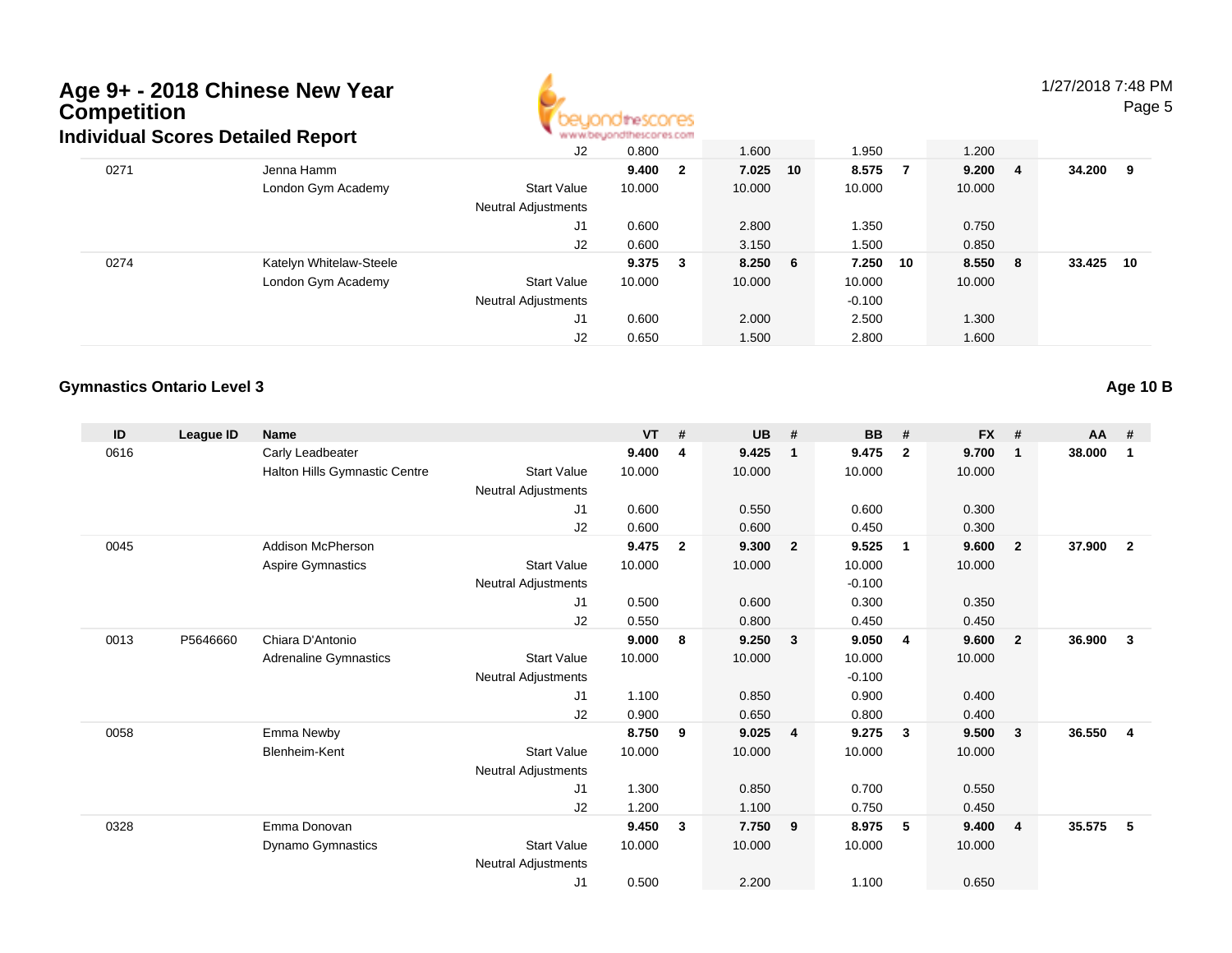# Age 9+ - 2018 Chinese New Year Competition

## Individual Scores Detailed Report

| ID | League ID | Name | | VT | # | UB | # | BB | # | FX | # | AA | # |
|---|---|---|---|---|---|---|---|---|---|---|---|---|---|
| | | | J2 | 0.800 | | 1.600 | | 1.950 | | 1.200 | | | |
| 0271 | | Jenna Hamm | | **9.400** | **2** | **7.025** | **10** | **8.575** | **7** | **9.200** | **4** | **34.200** | **9** |
| | | London Gym Academy | Start Value | 10.000 | | 10.000 | | 10.000 | | 10.000 | | | |
| | | | Neutral Adjustments | | | | | | | | | | |
| | | | J1 | 0.600 | | 2.800 | | 1.350 | | 0.750 | | | |
| | | | J2 | 0.600 | | 3.150 | | 1.500 | | 0.850 | | | |
| 0274 | | Katelyn Whitelaw-Steele | | **9.375** | **3** | **8.250** | **6** | **7.250** | **10** | **8.550** | **8** | **33.425** | **10** |
| | | London Gym Academy | Start Value | 10.000 | | 10.000 | | 10.000 | | 10.000 | | | |
| | | | Neutral Adjustments | | | | | -0.100 | | | | | |
| | | | J1 | 0.600 | | 2.000 | | 2.500 | | 1.300 | | | |
| | | | J2 | 0.650 | | 1.500 | | 2.800 | | 1.600 | | | |

### Gymnastics Ontario Level 3

**Age 10 B**

| ID | League ID | Name | | VT | # | UB | # | BB | # | FX | # | AA | # |
|---|---|---|---|---|---|---|---|---|---|---|---|---|---|
| 0616 | | Carly Leadbeater | | **9.400** | **4** | **9.425** | **1** | **9.475** | **2** | **9.700** | **1** | **38.000** | **1** |
| | | Halton Hills Gymnastic Centre | Start Value | 10.000 | | 10.000 | | 10.000 | | 10.000 | | | |
| | | | Neutral Adjustments | | | | | | | | | | |
| | | | J1 | 0.600 | | 0.550 | | 0.600 | | 0.300 | | | |
| | | | J2 | 0.600 | | 0.600 | | 0.450 | | 0.300 | | | |
| 0045 | | Addison McPherson | | **9.475** | **2** | **9.300** | **2** | **9.525** | **1** | **9.600** | **2** | **37.900** | **2** |
| | | Aspire Gymnastics | Start Value | 10.000 | | 10.000 | | 10.000 | | 10.000 | | | |
| | | | Neutral Adjustments | | | | | -0.100 | | | | | |
| | | | J1 | 0.500 | | 0.600 | | 0.300 | | 0.350 | | | |
| | | | J2 | 0.550 | | 0.800 | | 0.450 | | 0.450 | | | |
| 0013 | P5646660 | Chiara D'Antonio | | **9.000** | **8** | **9.250** | **3** | **9.050** | **4** | **9.600** | **2** | **36.900** | **3** |
| | | Adrenaline Gymnastics | Start Value | 10.000 | | 10.000 | | 10.000 | | 10.000 | | | |
| | | | Neutral Adjustments | | | | | -0.100 | | | | | |
| | | | J1 | 1.100 | | 0.850 | | 0.900 | | 0.400 | | | |
| | | | J2 | 0.900 | | 0.650 | | 0.800 | | 0.400 | | | |
| 0058 | | Emma Newby | | **8.750** | **9** | **9.025** | **4** | **9.275** | **3** | **9.500** | **3** | **36.550** | **4** |
| | | Blenheim-Kent | Start Value | 10.000 | | 10.000 | | 10.000 | | 10.000 | | | |
| | | | Neutral Adjustments | | | | | | | | | | |
| | | | J1 | 1.300 | | 0.850 | | 0.700 | | 0.550 | | | |
| | | | J2 | 1.200 | | 1.100 | | 0.750 | | 0.450 | | | |
| 0328 | | Emma Donovan | | **9.450** | **3** | **7.750** | **9** | **8.975** | **5** | **9.400** | **4** | **35.575** | **5** |
| | | Dynamo Gymnastics | Start Value | 10.000 | | 10.000 | | 10.000 | | 10.000 | | | |
| | | | Neutral Adjustments | | | | | | | | | | |
| | | | J1 | 0.500 | | 2.200 | | 1.100 | | 0.650 | | | |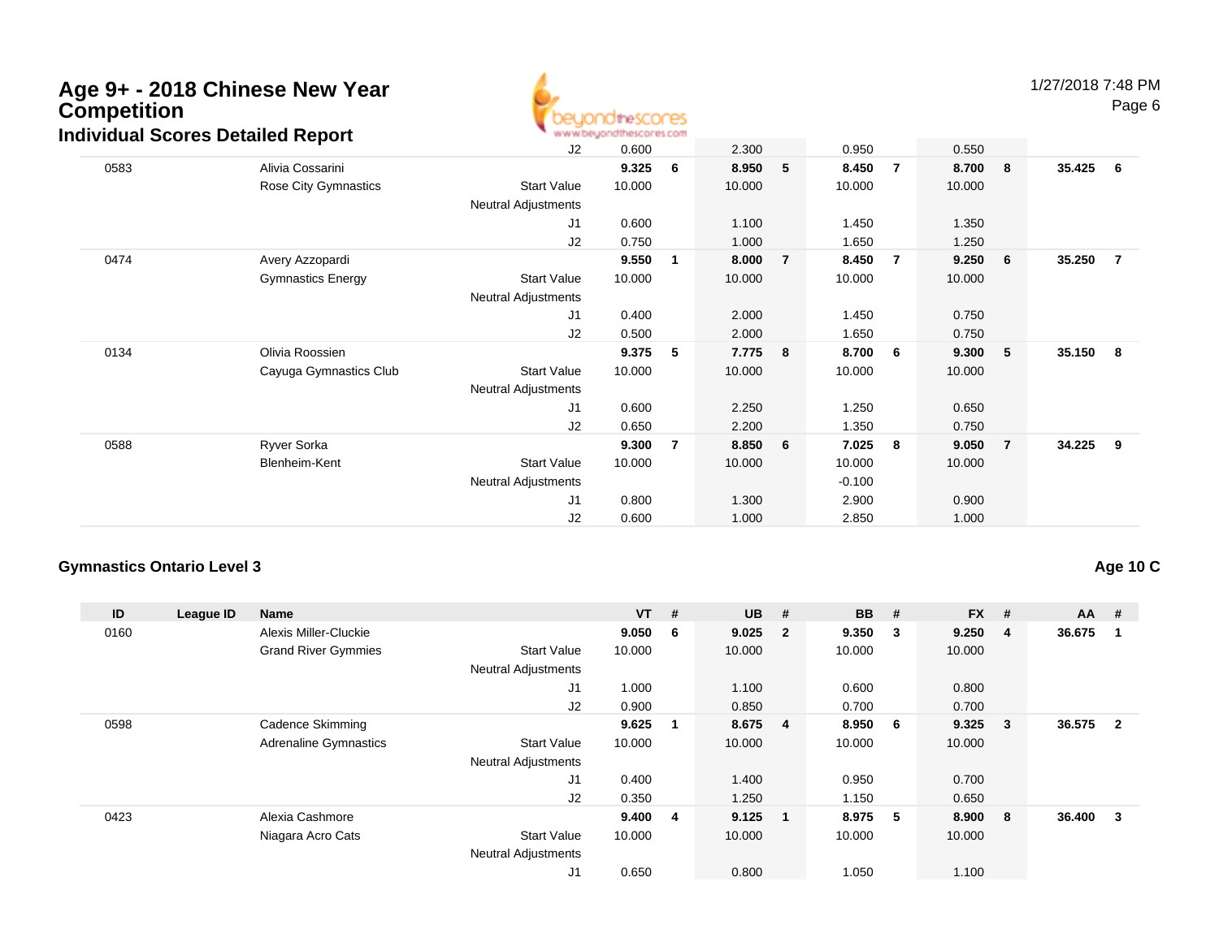# Age 9+ - 2018 Chinese New Year Competition

## Individual Scores Detailed Report

| ID | League ID | Name | | VT | # | UB | # | BB | # | FX | # | AA | # |
|---|---|---|---|---|---|---|---|---|---|---|---|---|---|
| | | | J2 | 0.600 | | 2.300 | | 0.950 | | 0.550 | | | |
| 0583 | | Alivia Cossarini | | **9.325** | **6** | **8.950** | **5** | **8.450** | **7** | **8.700** | **8** | **35.425** | **6** |
| | | Rose City Gymnastics | Start Value | 10.000 | | 10.000 | | 10.000 | | 10.000 | | | |
| | | | Neutral Adjustments | | | | | | | | | | |
| | | | J1 | 0.600 | | 1.100 | | 1.450 | | 1.350 | | | |
| | | | J2 | 0.750 | | 1.000 | | 1.650 | | 1.250 | | | |
| 0474 | | Avery Azzopardi | | **9.550** | **1** | **8.000** | **7** | **8.450** | **7** | **9.250** | **6** | **35.250** | **7** |
| | | Gymnastics Energy | Start Value | 10.000 | | 10.000 | | 10.000 | | 10.000 | | | |
| | | | Neutral Adjustments | | | | | | | | | | |
| | | | J1 | 0.400 | | 2.000 | | 1.450 | | 0.750 | | | |
| | | | J2 | 0.500 | | 2.000 | | 1.650 | | 0.750 | | | |
| 0134 | | Olivia Roossien | | **9.375** | **5** | **7.775** | **8** | **8.700** | **6** | **9.300** | **5** | **35.150** | **8** |
| | | Cayuga Gymnastics Club | Start Value | 10.000 | | 10.000 | | 10.000 | | 10.000 | | | |
| | | | Neutral Adjustments | | | | | | | | | | |
| | | | J1 | 0.600 | | 2.250 | | 1.250 | | 0.650 | | | |
| | | | J2 | 0.650 | | 2.200 | | 1.350 | | 0.750 | | | |
| 0588 | | Ryver Sorka | | **9.300** | **7** | **8.850** | **6** | **7.025** | **8** | **9.050** | **7** | **34.225** | **9** |
| | | Blenheim-Kent | Start Value | 10.000 | | 10.000 | | 10.000 | | 10.000 | | | |
| | | | Neutral Adjustments | | | | | -0.100 | | | | | |
| | | | J1 | 0.800 | | 1.300 | | 2.900 | | 0.900 | | | |
| | | | J2 | 0.600 | | 1.000 | | 2.850 | | 1.000 | | | |

### Gymnastics Ontario Level 3

**Age 10 C**

| ID | League ID | Name | | VT | # | UB | # | BB | # | FX | # | AA | # |
|---|---|---|---|---|---|---|---|---|---|---|---|---|---|
| 0160 | | Alexis Miller-Cluckie | | **9.050** | **6** | **9.025** | **2** | **9.350** | **3** | **9.250** | **4** | **36.675** | **1** |
| | | Grand River Gymmies | Start Value | 10.000 | | 10.000 | | 10.000 | | 10.000 | | | |
| | | | Neutral Adjustments | | | | | | | | | | |
| | | | J1 | 1.000 | | 1.100 | | 0.600 | | 0.800 | | | |
| | | | J2 | 0.900 | | 0.850 | | 0.700 | | 0.700 | | | |
| 0598 | | Cadence Skimming | | **9.625** | **1** | **8.675** | **4** | **8.950** | **6** | **9.325** | **3** | **36.575** | **2** |
| | | Adrenaline Gymnastics | Start Value | 10.000 | | 10.000 | | 10.000 | | 10.000 | | | |
| | | | Neutral Adjustments | | | | | | | | | | |
| | | | J1 | 0.400 | | 1.400 | | 0.950 | | 0.700 | | | |
| | | | J2 | 0.350 | | 1.250 | | 1.150 | | 0.650 | | | |
| 0423 | | Alexia Cashmore | | **9.400** | **4** | **9.125** | **1** | **8.975** | **5** | **8.900** | **8** | **36.400** | **3** |
| | | Niagara Acro Cats | Start Value | 10.000 | | 10.000 | | 10.000 | | 10.000 | | | |
| | | | Neutral Adjustments | | | | | | | | | | |
| | | | J1 | 0.650 | | 0.800 | | 1.050 | | 1.100 | | | |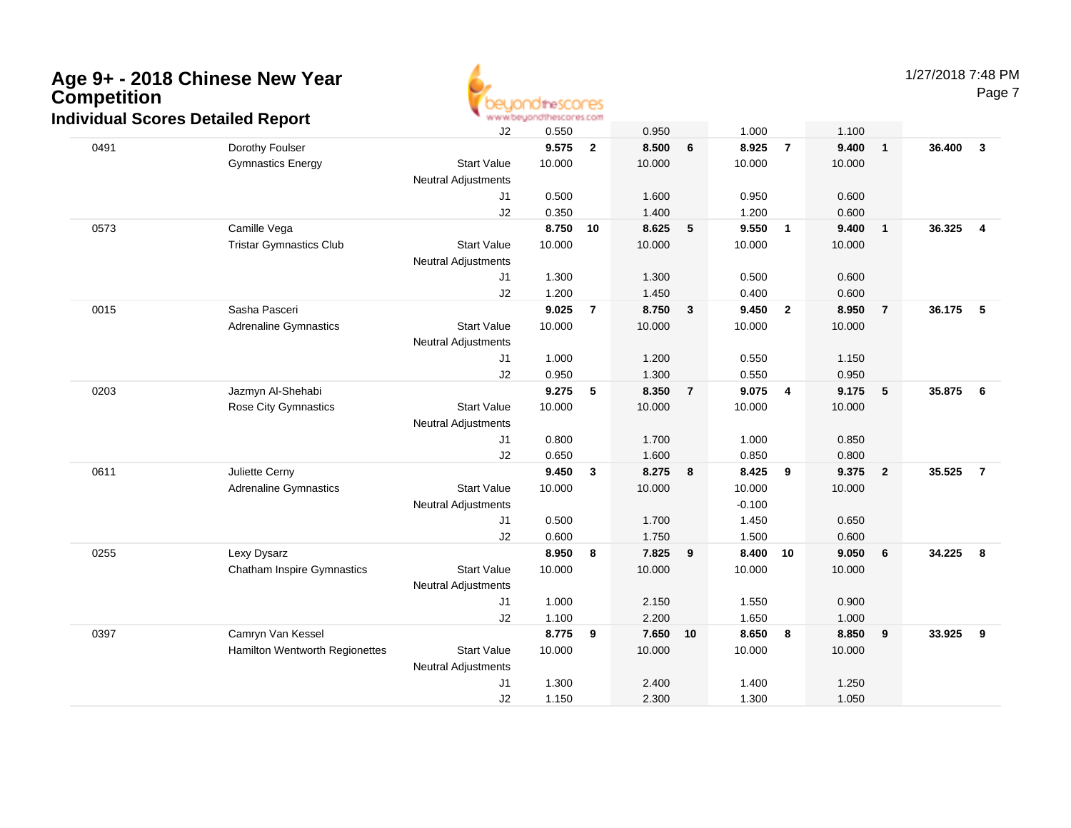# Age 9+ - 2018 Chinese New Year Competition

## Individual Scores Detailed Report

1/27/2018 7:48 PM

| | | | | | | | | | | | | |
|---|---|---|---|---|---|---|---|---|---|---|---|---|
| | | J2 | 0.550 | | 0.950 | | 1.000 | | 1.100 | | | |
| 0491 | Dorothy Foulser | | **9.575** | **2** | **8.500** | **6** | **8.925** | **7** | **9.400** | **1** | **36.400** | **3** |
| | Gymnastics Energy | Start Value | 10.000 | | 10.000 | | 10.000 | | 10.000 | | | |
| | | Neutral Adjustments | | | | | | | | | | |
| | | J1 | 0.500 | | 1.600 | | 0.950 | | 0.600 | | | |
| | | J2 | 0.350 | | 1.400 | | 1.200 | | 0.600 | | | |
| 0573 | Camille Vega | | **8.750** | **10** | **8.625** | **5** | **9.550** | **1** | **9.400** | **1** | **36.325** | **4** |
| | Tristar Gymnastics Club | Start Value | 10.000 | | 10.000 | | 10.000 | | 10.000 | | | |
| | | Neutral Adjustments | | | | | | | | | | |
| | | J1 | 1.300 | | 1.300 | | 0.500 | | 0.600 | | | |
| | | J2 | 1.200 | | 1.450 | | 0.400 | | 0.600 | | | |
| 0015 | Sasha Pasceri | | **9.025** | **7** | **8.750** | **3** | **9.450** | **2** | **8.950** | **7** | **36.175** | **5** |
| | Adrenaline Gymnastics | Start Value | 10.000 | | 10.000 | | 10.000 | | 10.000 | | | |
| | | Neutral Adjustments | | | | | | | | | | |
| | | J1 | 1.000 | | 1.200 | | 0.550 | | 1.150 | | | |
| | | J2 | 0.950 | | 1.300 | | 0.550 | | 0.950 | | | |
| 0203 | Jazmyn Al-Shehabi | | **9.275** | **5** | **8.350** | **7** | **9.075** | **4** | **9.175** | **5** | **35.875** | **6** |
| | Rose City Gymnastics | Start Value | 10.000 | | 10.000 | | 10.000 | | 10.000 | | | |
| | | Neutral Adjustments | | | | | | | | | | |
| | | J1 | 0.800 | | 1.700 | | 1.000 | | 0.850 | | | |
| | | J2 | 0.650 | | 1.600 | | 0.850 | | 0.800 | | | |
| 0611 | Juliette Cerny | | **9.450** | **3** | **8.275** | **8** | **8.425** | **9** | **9.375** | **2** | **35.525** | **7** |
| | Adrenaline Gymnastics | Start Value | 10.000 | | 10.000 | | 10.000 | | 10.000 | | | |
| | | Neutral Adjustments | | | | | -0.100 | | | | | |
| | | J1 | 0.500 | | 1.700 | | 1.450 | | 0.650 | | | |
| | | J2 | 0.600 | | 1.750 | | 1.500 | | 0.600 | | | |
| 0255 | Lexy Dysarz | | **8.950** | **8** | **7.825** | **9** | **8.400** | **10** | **9.050** | **6** | **34.225** | **8** |
| | Chatham Inspire Gymnastics | Start Value | 10.000 | | 10.000 | | 10.000 | | 10.000 | | | |
| | | Neutral Adjustments | | | | | | | | | | |
| | | J1 | 1.000 | | 2.150 | | 1.550 | | 0.900 | | | |
| | | J2 | 1.100 | | 2.200 | | 1.650 | | 1.000 | | | |
| 0397 | Camryn Van Kessel | | **8.775** | **9** | **7.650** | **10** | **8.650** | **8** | **8.850** | **9** | **33.925** | **9** |
| | Hamilton Wentworth Regionettes | Start Value | 10.000 | | 10.000 | | 10.000 | | 10.000 | | | |
| | | Neutral Adjustments | | | | | | | | | | |
| | | J1 | 1.300 | | 2.400 | | 1.400 | | 1.250 | | | |
| | | J2 | 1.150 | | 2.300 | | 1.300 | | 1.050 | | | |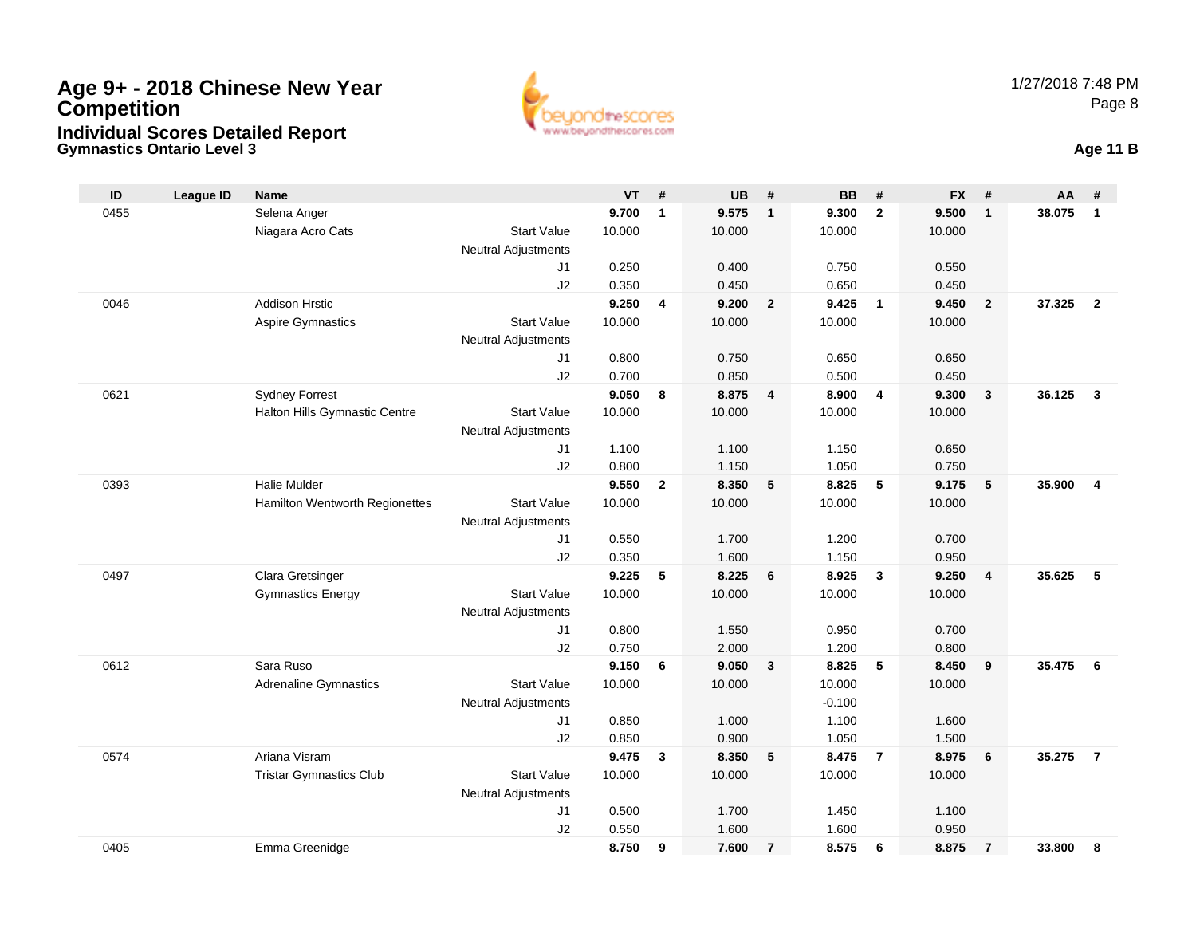# Age 9+ - 2018 Chinese New Year Competition

## Individual Scores Detailed Report

### Gymnastics Ontario Level 3

1/27/2018 7:48 PM

**Age 11 B**

| ID | League ID | Name | | VT | # | UB | # | BB | # | FX | # | AA | # |
|---|---|---|---|---|---|---|---|---|---|---|---|---|---|
| 0455 | | Selena Anger | | **9.700** | **1** | **9.575** | **1** | **9.300** | **2** | **9.500** | **1** | **38.075** | **1** |
| | | Niagara Acro Cats | Start Value | 10.000 | | 10.000 | | 10.000 | | 10.000 | | | |
| | | | Neutral Adjustments | | | | | | | | | | |
| | | | J1 | 0.250 | | 0.400 | | 0.750 | | 0.550 | | | |
| | | | J2 | 0.350 | | 0.450 | | 0.650 | | 0.450 | | | |
| 0046 | | Addison Hrstic | | **9.250** | **4** | **9.200** | **2** | **9.425** | **1** | **9.450** | **2** | **37.325** | **2** |
| | | Aspire Gymnastics | Start Value | 10.000 | | 10.000 | | 10.000 | | 10.000 | | | |
| | | | Neutral Adjustments | | | | | | | | | | |
| | | | J1 | 0.800 | | 0.750 | | 0.650 | | 0.650 | | | |
| | | | J2 | 0.700 | | 0.850 | | 0.500 | | 0.450 | | | |
| 0621 | | Sydney Forrest | | **9.050** | **8** | **8.875** | **4** | **8.900** | **4** | **9.300** | **3** | **36.125** | **3** |
| | | Halton Hills Gymnastic Centre | Start Value | 10.000 | | 10.000 | | 10.000 | | 10.000 | | | |
| | | | Neutral Adjustments | | | | | | | | | | |
| | | | J1 | 1.100 | | 1.100 | | 1.150 | | 0.650 | | | |
| | | | J2 | 0.800 | | 1.150 | | 1.050 | | 0.750 | | | |
| 0393 | | Halie Mulder | | **9.550** | **2** | **8.350** | **5** | **8.825** | **5** | **9.175** | **5** | **35.900** | **4** |
| | | Hamilton Wentworth Regionettes | Start Value | 10.000 | | 10.000 | | 10.000 | | 10.000 | | | |
| | | | Neutral Adjustments | | | | | | | | | | |
| | | | J1 | 0.550 | | 1.700 | | 1.200 | | 0.700 | | | |
| | | | J2 | 0.350 | | 1.600 | | 1.150 | | 0.950 | | | |
| 0497 | | Clara Gretsinger | | **9.225** | **5** | **8.225** | **6** | **8.925** | **3** | **9.250** | **4** | **35.625** | **5** |
| | | Gymnastics Energy | Start Value | 10.000 | | 10.000 | | 10.000 | | 10.000 | | | |
| | | | Neutral Adjustments | | | | | | | | | | |
| | | | J1 | 0.800 | | 1.550 | | 0.950 | | 0.700 | | | |
| | | | J2 | 0.750 | | 2.000 | | 1.200 | | 0.800 | | | |
| 0612 | | Sara Ruso | | **9.150** | **6** | **9.050** | **3** | **8.825** | **5** | **8.450** | **9** | **35.475** | **6** |
| | | Adrenaline Gymnastics | Start Value | 10.000 | | 10.000 | | 10.000 | | 10.000 | | | |
| | | | Neutral Adjustments | | | | | -0.100 | | | | | |
| | | | J1 | 0.850 | | 1.000 | | 1.100 | | 1.600 | | | |
| | | | J2 | 0.850 | | 0.900 | | 1.050 | | 1.500 | | | |
| 0574 | | Ariana Visram | | **9.475** | **3** | **8.350** | **5** | **8.475** | **7** | **8.975** | **6** | **35.275** | **7** |
| | | Tristar Gymnastics Club | Start Value | 10.000 | | 10.000 | | 10.000 | | 10.000 | | | |
| | | | Neutral Adjustments | | | | | | | | | | |
| | | | J1 | 0.500 | | 1.700 | | 1.450 | | 1.100 | | | |
| | | | J2 | 0.550 | | 1.600 | | 1.600 | | 0.950 | | | |
| 0405 | | Emma Greenidge | | **8.750** | **9** | **7.600** | **7** | **8.575** | **6** | **8.875** | **7** | **33.800** | **8** |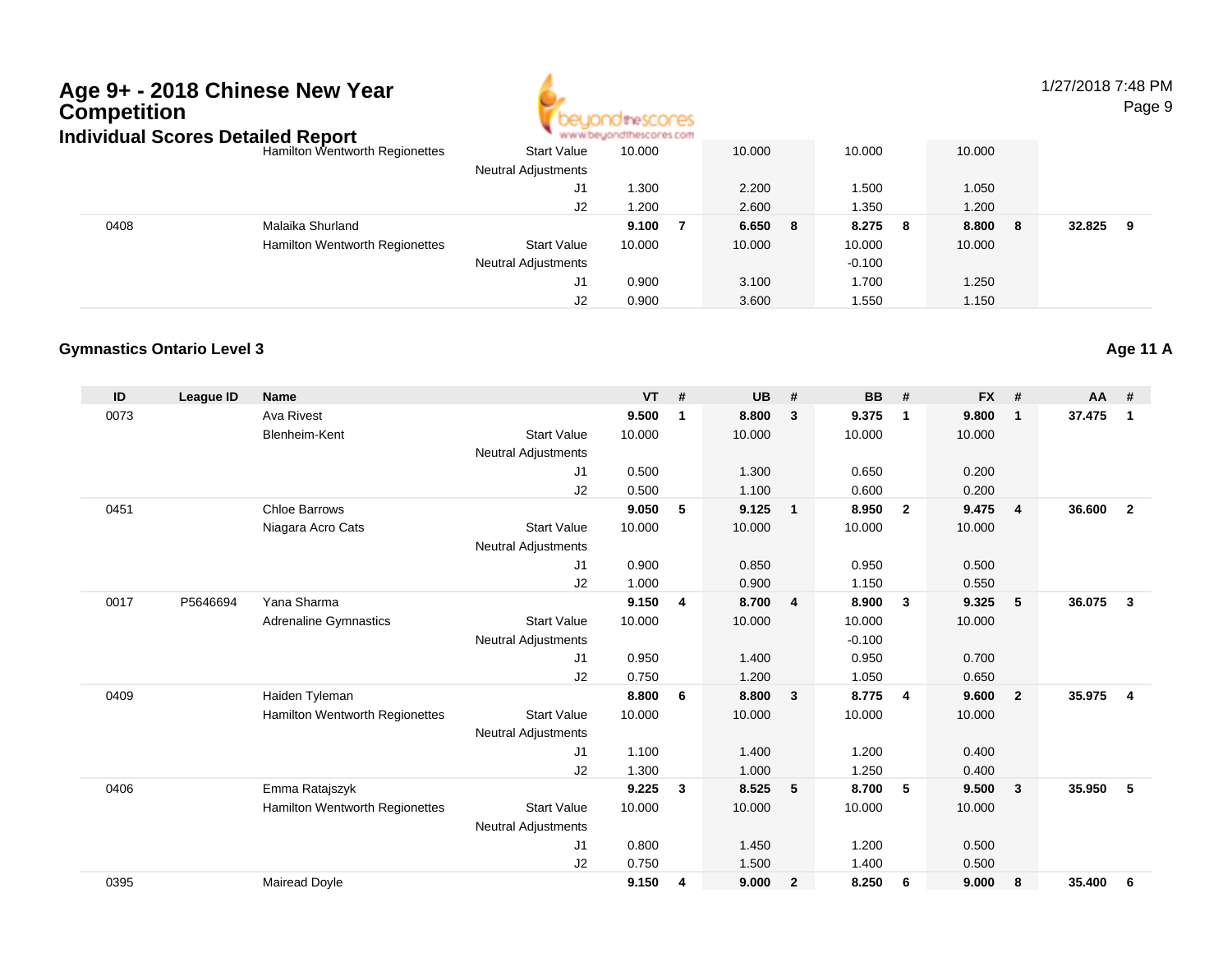# Age 9+ - 2018 Chinese New Year Competition

## Individual Scores Detailed Report

| ID | League ID | Name | | VT | # | UB | # | BB | # | FX | # | AA | # |
|---|---|---|---|---|---|---|---|---|---|---|---|---|---|
| | | Hamilton Wentworth Regionettes | Start Value | 10.000 | | 10.000 | | 10.000 | | 10.000 | | | |
| | | | Neutral Adjustments | | | | | | | | | | |
| | | | J1 | 1.300 | | 2.200 | | 1.500 | | 1.050 | | | |
| | | | J2 | 1.200 | | 2.600 | | 1.350 | | 1.200 | | | |
| 0408 | | Malaika Shurland | | **9.100** | **7** | **6.650** | **8** | **8.275** | **8** | **8.800** | **8** | **32.825** | **9** |
| | | Hamilton Wentworth Regionettes | Start Value | 10.000 | | 10.000 | | 10.000 | | 10.000 | | | |
| | | | Neutral Adjustments | | | | | -0.100 | | | | | |
| | | | J1 | 0.900 | | 3.100 | | 1.700 | | 1.250 | | | |
| | | | J2 | 0.900 | | 3.600 | | 1.550 | | 1.150 | | | |

### Gymnastics Ontario Level 3

**Age 11 A**

| ID | League ID | Name | | VT | # | UB | # | BB | # | FX | # | AA | # |
|---|---|---|---|---|---|---|---|---|---|---|---|---|---|
| 0073 | | Ava Rivest | | **9.500** | **1** | **8.800** | **3** | **9.375** | **1** | **9.800** | **1** | **37.475** | **1** |
| | | Blenheim-Kent | Start Value | 10.000 | | 10.000 | | 10.000 | | 10.000 | | | |
| | | | Neutral Adjustments | | | | | | | | | | |
| | | | J1 | 0.500 | | 1.300 | | 0.650 | | 0.200 | | | |
| | | | J2 | 0.500 | | 1.100 | | 0.600 | | 0.200 | | | |
| 0451 | | Chloe Barrows | | **9.050** | **5** | **9.125** | **1** | **8.950** | **2** | **9.475** | **4** | **36.600** | **2** |
| | | Niagara Acro Cats | Start Value | 10.000 | | 10.000 | | 10.000 | | 10.000 | | | |
| | | | Neutral Adjustments | | | | | | | | | | |
| | | | J1 | 0.900 | | 0.850 | | 0.950 | | 0.500 | | | |
| | | | J2 | 1.000 | | 0.900 | | 1.150 | | 0.550 | | | |
| 0017 | P5646694 | Yana Sharma | | **9.150** | **4** | **8.700** | **4** | **8.900** | **3** | **9.325** | **5** | **36.075** | **3** |
| | | Adrenaline Gymnastics | Start Value | 10.000 | | 10.000 | | 10.000 | | 10.000 | | | |
| | | | Neutral Adjustments | | | | | -0.100 | | | | | |
| | | | J1 | 0.950 | | 1.400 | | 0.950 | | 0.700 | | | |
| | | | J2 | 0.750 | | 1.200 | | 1.050 | | 0.650 | | | |
| 0409 | | Haiden Tyleman | | **8.800** | **6** | **8.800** | **3** | **8.775** | **4** | **9.600** | **2** | **35.975** | **4** |
| | | Hamilton Wentworth Regionettes | Start Value | 10.000 | | 10.000 | | 10.000 | | 10.000 | | | |
| | | | Neutral Adjustments | | | | | | | | | | |
| | | | J1 | 1.100 | | 1.400 | | 1.200 | | 0.400 | | | |
| | | | J2 | 1.300 | | 1.000 | | 1.250 | | 0.400 | | | |
| 0406 | | Emma Ratajszyk | | **9.225** | **3** | **8.525** | **5** | **8.700** | **5** | **9.500** | **3** | **35.950** | **5** |
| | | Hamilton Wentworth Regionettes | Start Value | 10.000 | | 10.000 | | 10.000 | | 10.000 | | | |
| | | | Neutral Adjustments | | | | | | | | | | |
| | | | J1 | 0.800 | | 1.450 | | 1.200 | | 0.500 | | | |
| | | | J2 | 0.750 | | 1.500 | | 1.400 | | 0.500 | | | |
| 0395 | | Mairead Doyle | | **9.150** | **4** | **9.000** | **2** | **8.250** | **6** | **9.000** | **8** | **35.400** | **6** |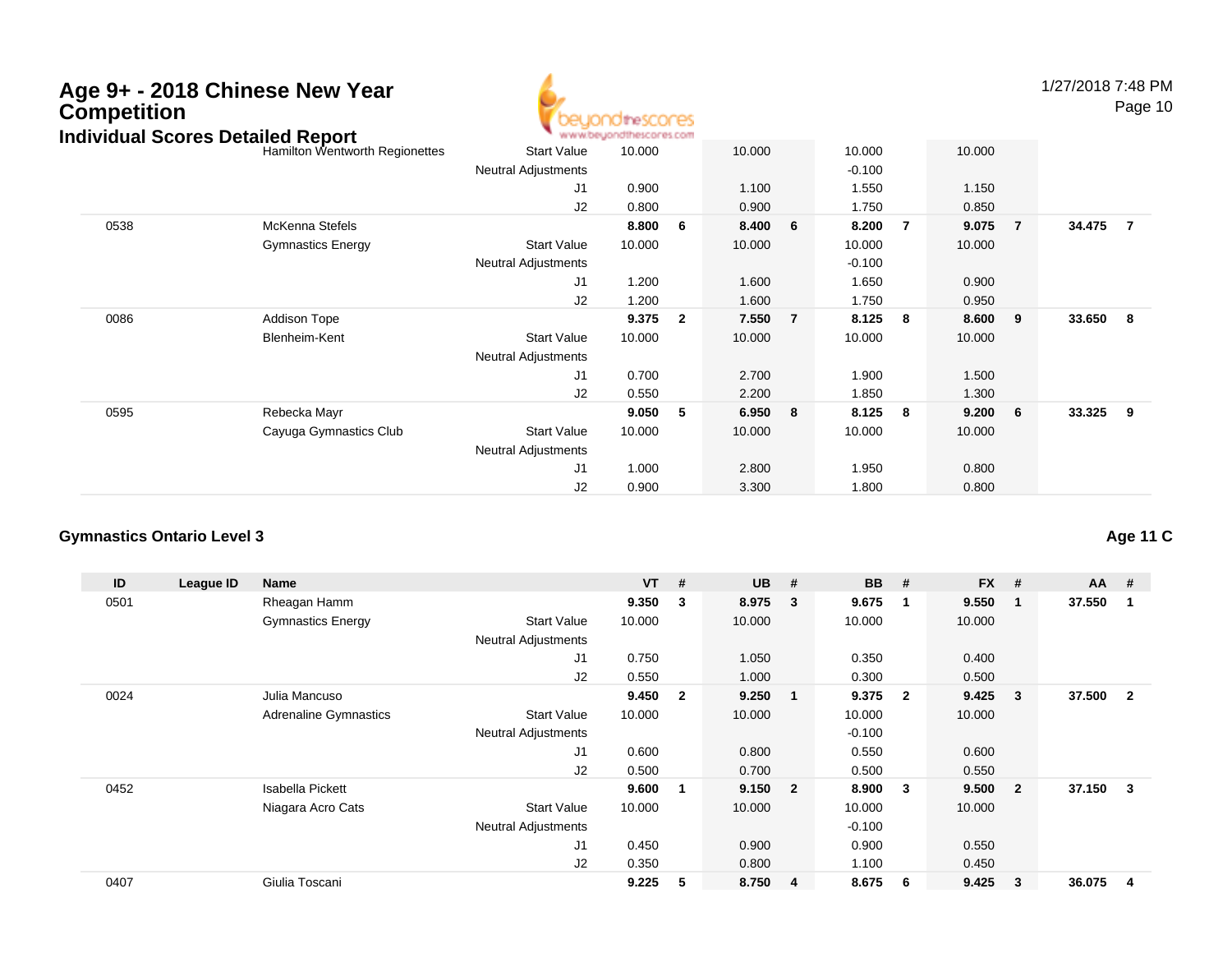# Age 9+ - 2018 Chinese New Year Competition

## Individual Scores Detailed Report

| ID | League ID | Name | | VT | # | UB | # | BB | # | FX | # | AA | # |
|---|---|---|---|---|---|---|---|---|---|---|---|---|---|
| | | Hamilton Wentworth Regionettes | Start Value | 10.000 | | 10.000 | | 10.000 | | 10.000 | | | |
| | | | Neutral Adjustments | | | | | -0.100 | | | | | |
| | | | J1 | 0.900 | | 1.100 | | 1.550 | | 1.150 | | | |
| | | | J2 | 0.800 | | 0.900 | | 1.750 | | 0.850 | | | |
| 0538 | | McKenna Stefels | | **8.800** | **6** | **8.400** | **6** | **8.200** | **7** | **9.075** | **7** | **34.475** | **7** |
| | | Gymnastics Energy | Start Value | 10.000 | | 10.000 | | 10.000 | | 10.000 | | | |
| | | | Neutral Adjustments | | | | | -0.100 | | | | | |
| | | | J1 | 1.200 | | 1.600 | | 1.650 | | 0.900 | | | |
| | | | J2 | 1.200 | | 1.600 | | 1.750 | | 0.950 | | | |
| 0086 | | Addison Tope | | **9.375** | **2** | **7.550** | **7** | **8.125** | **8** | **8.600** | **9** | **33.650** | **8** |
| | | Blenheim-Kent | Start Value | 10.000 | | 10.000 | | 10.000 | | 10.000 | | | |
| | | | Neutral Adjustments | | | | | | | | | | |
| | | | J1 | 0.700 | | 2.700 | | 1.900 | | 1.500 | | | |
| | | | J2 | 0.550 | | 2.200 | | 1.850 | | 1.300 | | | |
| 0595 | | Rebecka Mayr | | **9.050** | **5** | **6.950** | **8** | **8.125** | **8** | **9.200** | **6** | **33.325** | **9** |
| | | Cayuga Gymnastics Club | Start Value | 10.000 | | 10.000 | | 10.000 | | 10.000 | | | |
| | | | Neutral Adjustments | | | | | | | | | | |
| | | | J1 | 1.000 | | 2.800 | | 1.950 | | 0.800 | | | |
| | | | J2 | 0.900 | | 3.300 | | 1.800 | | 0.800 | | | |

### Gymnastics Ontario Level 3

**Age 11 C**

| ID | League ID | Name | | VT | # | UB | # | BB | # | FX | # | AA | # |
|---|---|---|---|---|---|---|---|---|---|---|---|---|---|
| 0501 | | Rheagan Hamm | | **9.350** | **3** | **8.975** | **3** | **9.675** | **1** | **9.550** | **1** | **37.550** | **1** |
| | | Gymnastics Energy | Start Value | 10.000 | | 10.000 | | 10.000 | | 10.000 | | | |
| | | | Neutral Adjustments | | | | | | | | | | |
| | | | J1 | 0.750 | | 1.050 | | 0.350 | | 0.400 | | | |
| | | | J2 | 0.550 | | 1.000 | | 0.300 | | 0.500 | | | |
| 0024 | | Julia Mancuso | | **9.450** | **2** | **9.250** | **1** | **9.375** | **2** | **9.425** | **3** | **37.500** | **2** |
| | | Adrenaline Gymnastics | Start Value | 10.000 | | 10.000 | | 10.000 | | 10.000 | | | |
| | | | Neutral Adjustments | | | | | -0.100 | | | | | |
| | | | J1 | 0.600 | | 0.800 | | 0.550 | | 0.600 | | | |
| | | | J2 | 0.500 | | 0.700 | | 0.500 | | 0.550 | | | |
| 0452 | | Isabella Pickett | | **9.600** | **1** | **9.150** | **2** | **8.900** | **3** | **9.500** | **2** | **37.150** | **3** |
| | | Niagara Acro Cats | Start Value | 10.000 | | 10.000 | | 10.000 | | 10.000 | | | |
| | | | Neutral Adjustments | | | | | -0.100 | | | | | |
| | | | J1 | 0.450 | | 0.900 | | 0.900 | | 0.550 | | | |
| | | | J2 | 0.350 | | 0.800 | | 1.100 | | 0.450 | | | |
| 0407 | | Giulia Toscani | | **9.225** | **5** | **8.750** | **4** | **8.675** | **6** | **9.425** | **3** | **36.075** | **4** |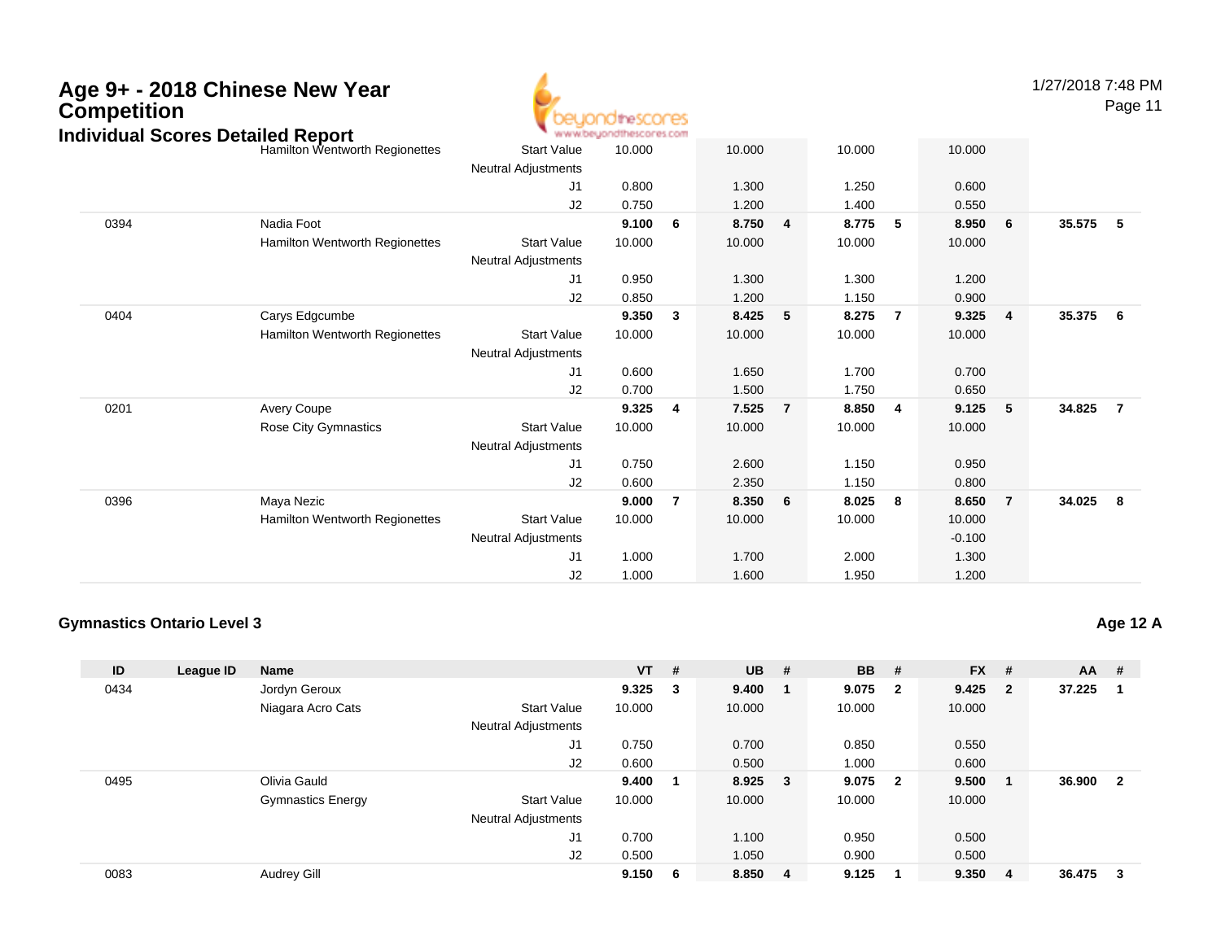# Age 9+ - 2018 Chinese New Year Competition

## Individual Scores Detailed Report

| ID | League ID | Name | | VT | # | UB | # | BB | # | FX | # | AA | # |
|---|---|---|---|---|---|---|---|---|---|---|---|---|---|
| | | Hamilton Wentworth Regionettes | Start Value | 10.000 | | 10.000 | | 10.000 | | 10.000 | | | |
| | | | Neutral Adjustments | | | | | | | | | | |
| | | | J1 | 0.800 | | 1.300 | | 1.250 | | 0.600 | | | |
| | | | J2 | 0.750 | | 1.200 | | 1.400 | | 0.550 | | | |
| 0394 | | Nadia Foot | | **9.100** | **6** | **8.750** | **4** | **8.775** | **5** | **8.950** | **6** | **35.575** | **5** |
| | | Hamilton Wentworth Regionettes | Start Value | 10.000 | | 10.000 | | 10.000 | | 10.000 | | | |
| | | | Neutral Adjustments | | | | | | | | | | |
| | | | J1 | 0.950 | | 1.300 | | 1.300 | | 1.200 | | | |
| | | | J2 | 0.850 | | 1.200 | | 1.150 | | 0.900 | | | |
| 0404 | | Carys Edgcumbe | | **9.350** | **3** | **8.425** | **5** | **8.275** | **7** | **9.325** | **4** | **35.375** | **6** |
| | | Hamilton Wentworth Regionettes | Start Value | 10.000 | | 10.000 | | 10.000 | | 10.000 | | | |
| | | | Neutral Adjustments | | | | | | | | | | |
| | | | J1 | 0.600 | | 1.650 | | 1.700 | | 0.700 | | | |
| | | | J2 | 0.700 | | 1.500 | | 1.750 | | 0.650 | | | |
| 0201 | | Avery Coupe | | **9.325** | **4** | **7.525** | **7** | **8.850** | **4** | **9.125** | **5** | **34.825** | **7** |
| | | Rose City Gymnastics | Start Value | 10.000 | | 10.000 | | 10.000 | | 10.000 | | | |
| | | | Neutral Adjustments | | | | | | | | | | |
| | | | J1 | 0.750 | | 2.600 | | 1.150 | | 0.950 | | | |
| | | | J2 | 0.600 | | 2.350 | | 1.150 | | 0.800 | | | |
| 0396 | | Maya Nezic | | **9.000** | **7** | **8.350** | **6** | **8.025** | **8** | **8.650** | **7** | **34.025** | **8** |
| | | Hamilton Wentworth Regionettes | Start Value | 10.000 | | 10.000 | | 10.000 | | 10.000 | | | |
| | | | Neutral Adjustments | | | | | | | -0.100 | | | |
| | | | J1 | 1.000 | | 1.700 | | 2.000 | | 1.300 | | | |
| | | | J2 | 1.000 | | 1.600 | | 1.950 | | 1.200 | | | |

### Gymnastics Ontario Level 3

**Age 12 A**

| ID | League ID | Name | | VT | # | UB | # | BB | # | FX | # | AA | # |
|---|---|---|---|---|---|---|---|---|---|---|---|---|---|
| 0434 | | Jordyn Geroux | | **9.325** | **3** | **9.400** | **1** | **9.075** | **2** | **9.425** | **2** | **37.225** | **1** |
| | | Niagara Acro Cats | Start Value | 10.000 | | 10.000 | | 10.000 | | 10.000 | | | |
| | | | Neutral Adjustments | | | | | | | | | | |
| | | | J1 | 0.750 | | 0.700 | | 0.850 | | 0.550 | | | |
| | | | J2 | 0.600 | | 0.500 | | 1.000 | | 0.600 | | | |
| 0495 | | Olivia Gauld | | **9.400** | **1** | **8.925** | **3** | **9.075** | **2** | **9.500** | **1** | **36.900** | **2** |
| | | Gymnastics Energy | Start Value | 10.000 | | 10.000 | | 10.000 | | 10.000 | | | |
| | | | Neutral Adjustments | | | | | | | | | | |
| | | | J1 | 0.700 | | 1.100 | | 0.950 | | 0.500 | | | |
| | | | J2 | 0.500 | | 1.050 | | 0.900 | | 0.500 | | | |
| 0083 | | Audrey Gill | | **9.150** | **6** | **8.850** | **4** | **9.125** | **1** | **9.350** | **4** | **36.475** | **3** |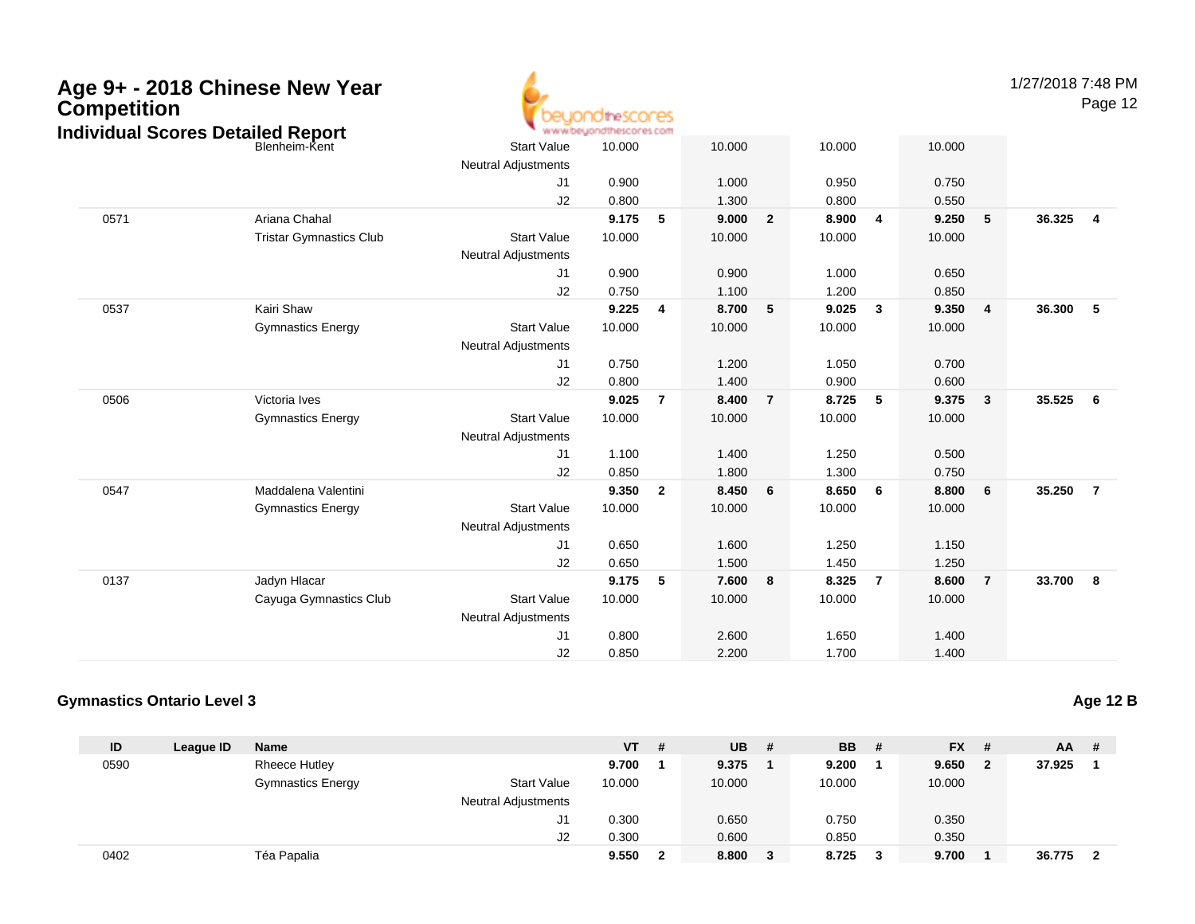# Age 9+ - 2018 Chinese New Year Competition

## Individual Scores Detailed Report

| ID | League ID | Name | | VT | # | UB | # | BB | # | FX | # | AA | # |
|---|---|---|---|---|---|---|---|---|---|---|---|---|---|
| | | Blenheim-Kent | Start Value | 10.000 | | 10.000 | | 10.000 | | 10.000 | | | |
| | | | Neutral Adjustments | | | | | | | | | | |
| | | | J1 | 0.900 | | 1.000 | | 0.950 | | 0.750 | | | |
| | | | J2 | 0.800 | | 1.300 | | 0.800 | | 0.550 | | | |
| 0571 | | Ariana Chahal | | 9.175 | 5 | 9.000 | 2 | 8.900 | 4 | 9.250 | 5 | 36.325 | 4 |
| | | Tristar Gymnastics Club | Start Value | 10.000 | | 10.000 | | 10.000 | | 10.000 | | | |
| | | | Neutral Adjustments | | | | | | | | | | |
| | | | J1 | 0.900 | | 0.900 | | 1.000 | | 0.650 | | | |
| | | | J2 | 0.750 | | 1.100 | | 1.200 | | 0.850 | | | |
| 0537 | | Kairi Shaw | | 9.225 | 4 | 8.700 | 5 | 9.025 | 3 | 9.350 | 4 | 36.300 | 5 |
| | | Gymnastics Energy | Start Value | 10.000 | | 10.000 | | 10.000 | | 10.000 | | | |
| | | | Neutral Adjustments | | | | | | | | | | |
| | | | J1 | 0.750 | | 1.200 | | 1.050 | | 0.700 | | | |
| | | | J2 | 0.800 | | 1.400 | | 0.900 | | 0.600 | | | |
| 0506 | | Victoria Ives | | 9.025 | 7 | 8.400 | 7 | 8.725 | 5 | 9.375 | 3 | 35.525 | 6 |
| | | Gymnastics Energy | Start Value | 10.000 | | 10.000 | | 10.000 | | 10.000 | | | |
| | | | Neutral Adjustments | | | | | | | | | | |
| | | | J1 | 1.100 | | 1.400 | | 1.250 | | 0.500 | | | |
| | | | J2 | 0.850 | | 1.800 | | 1.300 | | 0.750 | | | |
| 0547 | | Maddalena Valentini | | 9.350 | 2 | 8.450 | 6 | 8.650 | 6 | 8.800 | 6 | 35.250 | 7 |
| | | Gymnastics Energy | Start Value | 10.000 | | 10.000 | | 10.000 | | 10.000 | | | |
| | | | Neutral Adjustments | | | | | | | | | | |
| | | | J1 | 0.650 | | 1.600 | | 1.250 | | 1.150 | | | |
| | | | J2 | 0.650 | | 1.500 | | 1.450 | | 1.250 | | | |
| 0137 | | Jadyn Hlacar | | 9.175 | 5 | 7.600 | 8 | 8.325 | 7 | 8.600 | 7 | 33.700 | 8 |
| | | Cayuga Gymnastics Club | Start Value | 10.000 | | 10.000 | | 10.000 | | 10.000 | | | |
| | | | Neutral Adjustments | | | | | | | | | | |
| | | | J1 | 0.800 | | 2.600 | | 1.650 | | 1.400 | | | |
| | | | J2 | 0.850 | | 2.200 | | 1.700 | | 1.400 | | | |

### Gymnastics Ontario Level 3

**Age 12 B**

| ID | League ID | Name | | VT | # | UB | # | BB | # | FX | # | AA | # |
|---|---|---|---|---|---|---|---|---|---|---|---|---|---|
| 0590 | | Rheece Hutley | | 9.700 | 1 | 9.375 | 1 | 9.200 | 1 | 9.650 | 2 | 37.925 | 1 |
| | | Gymnastics Energy | Start Value | 10.000 | | 10.000 | | 10.000 | | 10.000 | | | |
| | | | Neutral Adjustments | | | | | | | | | | |
| | | | J1 | 0.300 | | 0.650 | | 0.750 | | 0.350 | | | |
| | | | J2 | 0.300 | | 0.600 | | 0.850 | | 0.350 | | | |
| 0402 | | Téa Papalia | | 9.550 | 2 | 8.800 | 3 | 8.725 | 3 | 9.700 | 1 | 36.775 | 2 |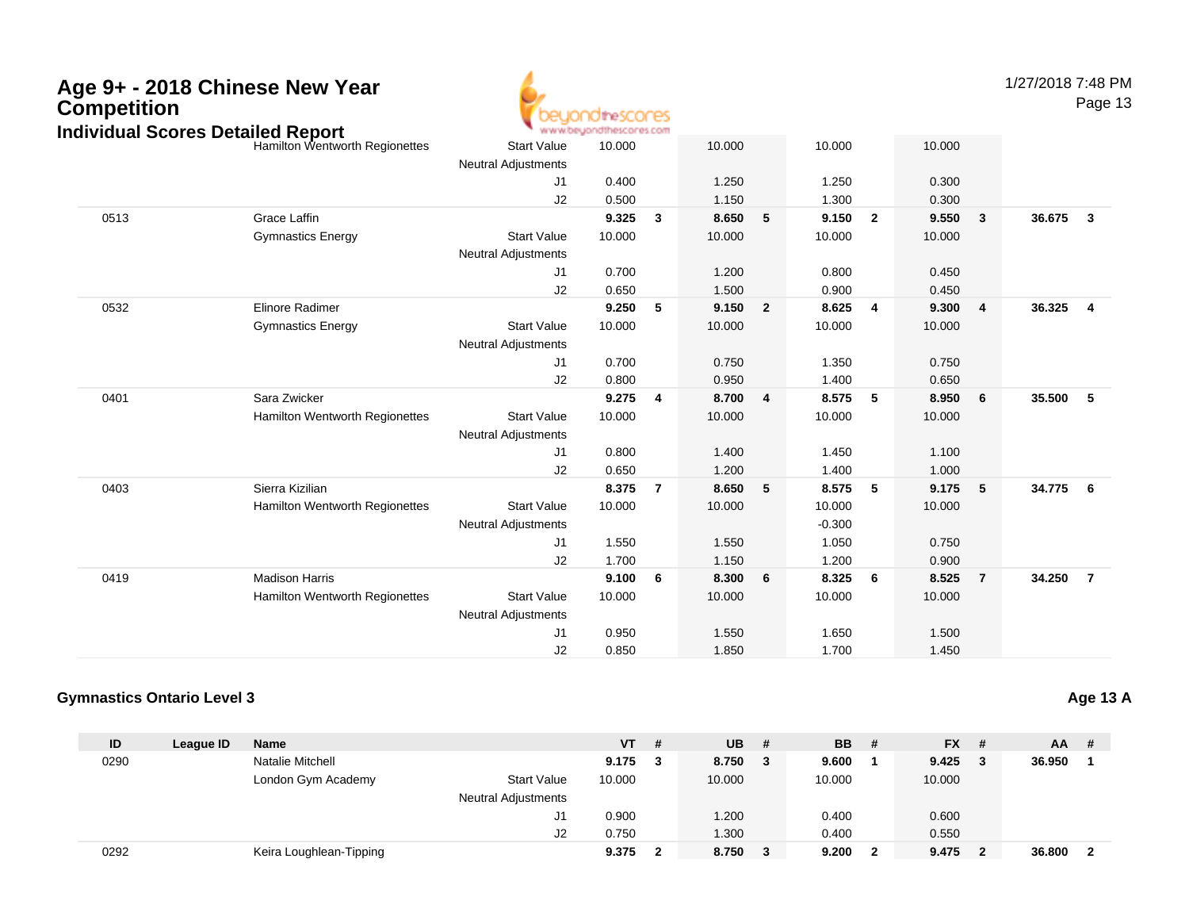# Age 9+ - 2018 Chinese New Year Competition

## Individual Scores Detailed Report

1/27/2018 7:48 PM

| ID | League ID | Name | | VT | # | UB | # | BB | # | FX | # | AA | # |
|---|---|---|---|---|---|---|---|---|---|---|---|---|---|
| | | Hamilton Wentworth Regionettes | Start Value | 10.000 | | 10.000 | | 10.000 | | 10.000 | | | |
| | | | Neutral Adjustments | | | | | | | | | | |
| | | | J1 | 0.400 | | 1.250 | | 1.250 | | 0.300 | | | |
| | | | J2 | 0.500 | | 1.150 | | 1.300 | | 0.300 | | | |
| 0513 | | Grace Laffin | | **9.325** | **3** | **8.650** | **5** | **9.150** | **2** | **9.550** | **3** | **36.675** | **3** |
| | | Gymnastics Energy | Start Value | 10.000 | | 10.000 | | 10.000 | | 10.000 | | | |
| | | | Neutral Adjustments | | | | | | | | | | |
| | | | J1 | 0.700 | | 1.200 | | 0.800 | | 0.450 | | | |
| | | | J2 | 0.650 | | 1.500 | | 0.900 | | 0.450 | | | |
| 0532 | | Elinore Radimer | | **9.250** | **5** | **9.150** | **2** | **8.625** | **4** | **9.300** | **4** | **36.325** | **4** |
| | | Gymnastics Energy | Start Value | 10.000 | | 10.000 | | 10.000 | | 10.000 | | | |
| | | | Neutral Adjustments | | | | | | | | | | |
| | | | J1 | 0.700 | | 0.750 | | 1.350 | | 0.750 | | | |
| | | | J2 | 0.800 | | 0.950 | | 1.400 | | 0.650 | | | |
| 0401 | | Sara Zwicker | | **9.275** | **4** | **8.700** | **4** | **8.575** | **5** | **8.950** | **6** | **35.500** | **5** |
| | | Hamilton Wentworth Regionettes | Start Value | 10.000 | | 10.000 | | 10.000 | | 10.000 | | | |
| | | | Neutral Adjustments | | | | | | | | | | |
| | | | J1 | 0.800 | | 1.400 | | 1.450 | | 1.100 | | | |
| | | | J2 | 0.650 | | 1.200 | | 1.400 | | 1.000 | | | |
| 0403 | | Sierra Kizilian | | **8.375** | **7** | **8.650** | **5** | **8.575** | **5** | **9.175** | **5** | **34.775** | **6** |
| | | Hamilton Wentworth Regionettes | Start Value | 10.000 | | 10.000 | | 10.000 | | 10.000 | | | |
| | | | Neutral Adjustments | | | | | -0.300 | | | | | |
| | | | J1 | 1.550 | | 1.550 | | 1.050 | | 0.750 | | | |
| | | | J2 | 1.700 | | 1.150 | | 1.200 | | 0.900 | | | |
| 0419 | | Madison Harris | | **9.100** | **6** | **8.300** | **6** | **8.325** | **6** | **8.525** | **7** | **34.250** | **7** |
| | | Hamilton Wentworth Regionettes | Start Value | 10.000 | | 10.000 | | 10.000 | | 10.000 | | | |
| | | | Neutral Adjustments | | | | | | | | | | |
| | | | J1 | 0.950 | | 1.550 | | 1.650 | | 1.500 | | | |
| | | | J2 | 0.850 | | 1.850 | | 1.700 | | 1.450 | | | |

### Gymnastics Ontario Level 3

**Age 13 A**

| ID | League ID | Name | | VT | # | UB | # | BB | # | FX | # | AA | # |
|---|---|---|---|---|---|---|---|---|---|---|---|---|---|
| 0290 | | Natalie Mitchell | | **9.175** | **3** | **8.750** | **3** | **9.600** | **1** | **9.425** | **3** | **36.950** | **1** |
| | | London Gym Academy | Start Value | 10.000 | | 10.000 | | 10.000 | | 10.000 | | | |
| | | | Neutral Adjustments | | | | | | | | | | |
| | | | J1 | 0.900 | | 1.200 | | 0.400 | | 0.600 | | | |
| | | | J2 | 0.750 | | 1.300 | | 0.400 | | 0.550 | | | |
| 0292 | | Keira Loughlean-Tipping | | **9.375** | **2** | **8.750** | **3** | **9.200** | **2** | **9.475** | **2** | **36.800** | **2** |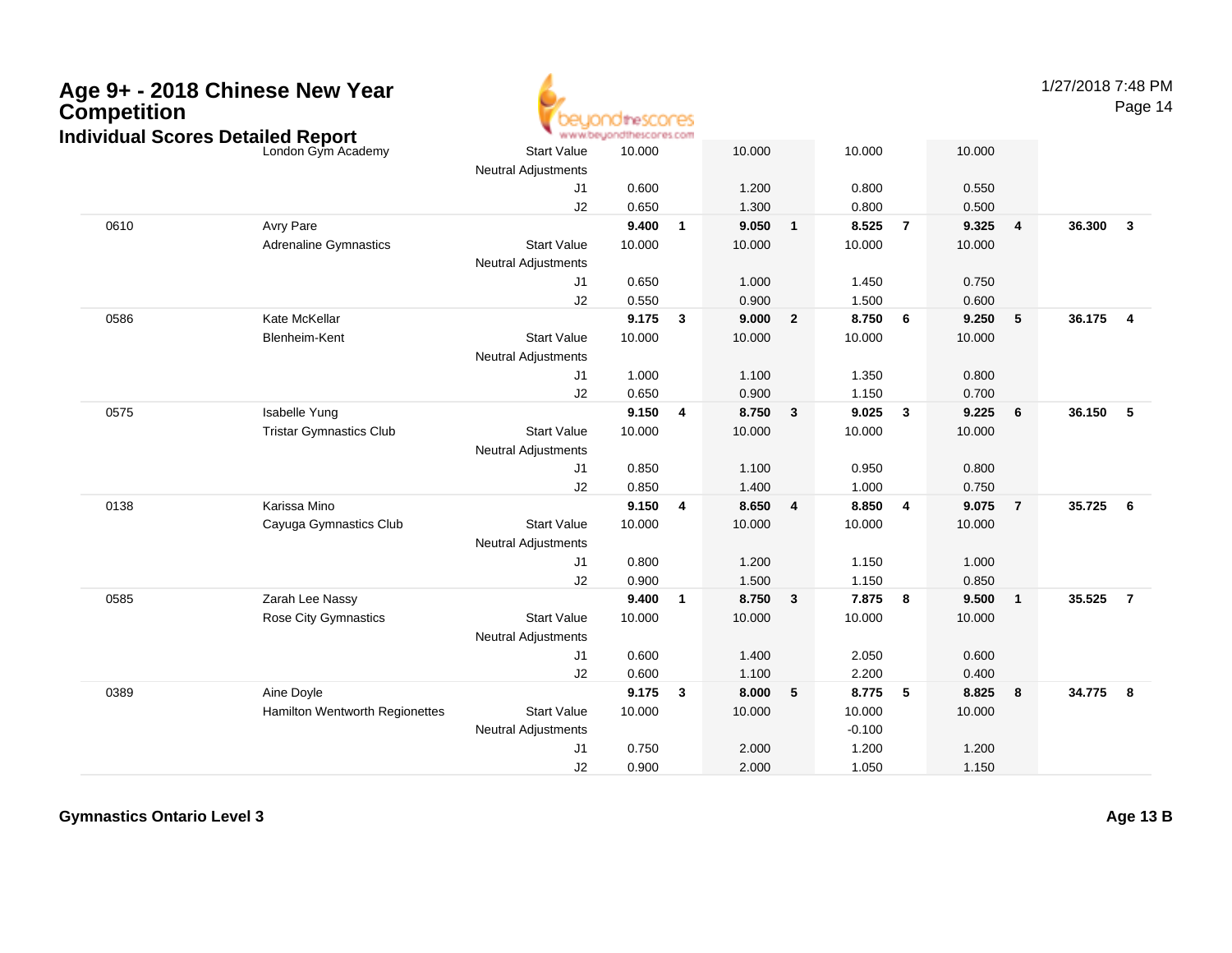# Age 9+ - 2018 Chinese New Year Competition

## Individual Scores Detailed Report

| | | | | | | | | | | | | |
|---|---|---|---|---|---|---|---|---|---|---|---|---|
| | London Gym Academy | Start Value | 10.000 | | 10.000 | | 10.000 | | 10.000 | | | |
| | | Neutral Adjustments | | | | | | | | | | |
| | | J1 | 0.600 | | 1.200 | | 0.800 | | 0.550 | | | |
| | | J2 | 0.650 | | 1.300 | | 0.800 | | 0.500 | | | |
| 0610 | Avry Pare | | **9.400** | **1** | **9.050** | **1** | **8.525** | **7** | **9.325** | **4** | **36.300** | **3** |
| | Adrenaline Gymnastics | Start Value | 10.000 | | 10.000 | | 10.000 | | 10.000 | | | |
| | | Neutral Adjustments | | | | | | | | | | |
| | | J1 | 0.650 | | 1.000 | | 1.450 | | 0.750 | | | |
| | | J2 | 0.550 | | 0.900 | | 1.500 | | 0.600 | | | |
| 0586 | Kate McKellar | | **9.175** | **3** | **9.000** | **2** | **8.750** | **6** | **9.250** | **5** | **36.175** | **4** |
| | Blenheim-Kent | Start Value | 10.000 | | 10.000 | | 10.000 | | 10.000 | | | |
| | | Neutral Adjustments | | | | | | | | | | |
| | | J1 | 1.000 | | 1.100 | | 1.350 | | 0.800 | | | |
| | | J2 | 0.650 | | 0.900 | | 1.150 | | 0.700 | | | |
| 0575 | Isabelle Yung | | **9.150** | **4** | **8.750** | **3** | **9.025** | **3** | **9.225** | **6** | **36.150** | **5** |
| | Tristar Gymnastics Club | Start Value | 10.000 | | 10.000 | | 10.000 | | 10.000 | | | |
| | | Neutral Adjustments | | | | | | | | | | |
| | | J1 | 0.850 | | 1.100 | | 0.950 | | 0.800 | | | |
| | | J2 | 0.850 | | 1.400 | | 1.000 | | 0.750 | | | |
| 0138 | Karissa Mino | | **9.150** | **4** | **8.650** | **4** | **8.850** | **4** | **9.075** | **7** | **35.725** | **6** |
| | Cayuga Gymnastics Club | Start Value | 10.000 | | 10.000 | | 10.000 | | 10.000 | | | |
| | | Neutral Adjustments | | | | | | | | | | |
| | | J1 | 0.800 | | 1.200 | | 1.150 | | 1.000 | | | |
| | | J2 | 0.900 | | 1.500 | | 1.150 | | 0.850 | | | |
| 0585 | Zarah Lee Nassy | | **9.400** | **1** | **8.750** | **3** | **7.875** | **8** | **9.500** | **1** | **35.525** | **7** |
| | Rose City Gymnastics | Start Value | 10.000 | | 10.000 | | 10.000 | | 10.000 | | | |
| | | Neutral Adjustments | | | | | | | | | | |
| | | J1 | 0.600 | | 1.400 | | 2.050 | | 0.600 | | | |
| | | J2 | 0.600 | | 1.100 | | 2.200 | | 0.400 | | | |
| 0389 | Aine Doyle | | **9.175** | **3** | **8.000** | **5** | **8.775** | **5** | **8.825** | **8** | **34.775** | **8** |
| | Hamilton Wentworth Regionettes | Start Value | 10.000 | | 10.000 | | 10.000 | | 10.000 | | | |
| | | Neutral Adjustments | | | | | -0.100 | | | | | |
| | | J1 | 0.750 | | 2.000 | | 1.200 | | 1.200 | | | |
| | | J2 | 0.900 | | 2.000 | | 1.050 | | 1.150 | | | |

**Gymnastics Ontario Level 3** — **Age 13 B**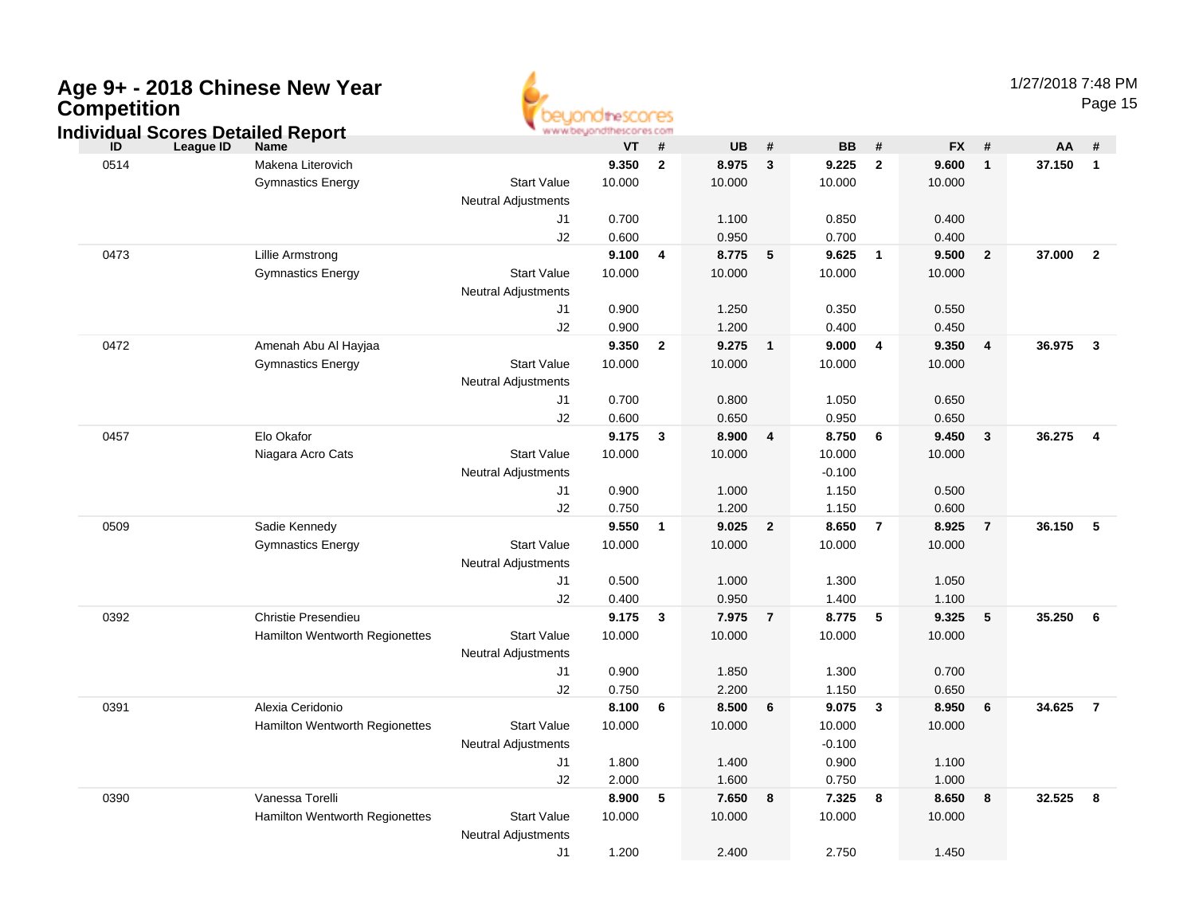# Age 9+ - 2018 Chinese New Year Competition

## Individual Scores Detailed Report

1/27/2018 7:48 PM

| ID | League ID | Name | | VT | # | UB | # | BB | # | FX | # | AA | # |
|---|---|---|---|---|---|---|---|---|---|---|---|---|---|
| 0514 | | Makena Literovich | | **9.350** | **2** | **8.975** | **3** | **9.225** | **2** | **9.600** | **1** | **37.150** | **1** |
| | | Gymnastics Energy | Start Value | 10.000 | | 10.000 | | 10.000 | | 10.000 | | | |
| | | | Neutral Adjustments | | | | | | | | | | |
| | | | J1 | 0.700 | | 1.100 | | 0.850 | | 0.400 | | | |
| | | | J2 | 0.600 | | 0.950 | | 0.700 | | 0.400 | | | |
| 0473 | | Lillie Armstrong | | **9.100** | **4** | **8.775** | **5** | **9.625** | **1** | **9.500** | **2** | **37.000** | **2** |
| | | Gymnastics Energy | Start Value | 10.000 | | 10.000 | | 10.000 | | 10.000 | | | |
| | | | Neutral Adjustments | | | | | | | | | | |
| | | | J1 | 0.900 | | 1.250 | | 0.350 | | 0.550 | | | |
| | | | J2 | 0.900 | | 1.200 | | 0.400 | | 0.450 | | | |
| 0472 | | Amenah Abu Al Hayjaa | | **9.350** | **2** | **9.275** | **1** | **9.000** | **4** | **9.350** | **4** | **36.975** | **3** |
| | | Gymnastics Energy | Start Value | 10.000 | | 10.000 | | 10.000 | | 10.000 | | | |
| | | | Neutral Adjustments | | | | | | | | | | |
| | | | J1 | 0.700 | | 0.800 | | 1.050 | | 0.650 | | | |
| | | | J2 | 0.600 | | 0.650 | | 0.950 | | 0.650 | | | |
| 0457 | | Elo Okafor | | **9.175** | **3** | **8.900** | **4** | **8.750** | **6** | **9.450** | **3** | **36.275** | **4** |
| | | Niagara Acro Cats | Start Value | 10.000 | | 10.000 | | 10.000 | | 10.000 | | | |
| | | | Neutral Adjustments | | | | | -0.100 | | | | | |
| | | | J1 | 0.900 | | 1.000 | | 1.150 | | 0.500 | | | |
| | | | J2 | 0.750 | | 1.200 | | 1.150 | | 0.600 | | | |
| 0509 | | Sadie Kennedy | | **9.550** | **1** | **9.025** | **2** | **8.650** | **7** | **8.925** | **7** | **36.150** | **5** |
| | | Gymnastics Energy | Start Value | 10.000 | | 10.000 | | 10.000 | | 10.000 | | | |
| | | | Neutral Adjustments | | | | | | | | | | |
| | | | J1 | 0.500 | | 1.000 | | 1.300 | | 1.050 | | | |
| | | | J2 | 0.400 | | 0.950 | | 1.400 | | 1.100 | | | |
| 0392 | | Christie Presendieu | | **9.175** | **3** | **7.975** | **7** | **8.775** | **5** | **9.325** | **5** | **35.250** | **6** |
| | | Hamilton Wentworth Regionettes | Start Value | 10.000 | | 10.000 | | 10.000 | | 10.000 | | | |
| | | | Neutral Adjustments | | | | | | | | | | |
| | | | J1 | 0.900 | | 1.850 | | 1.300 | | 0.700 | | | |
| | | | J2 | 0.750 | | 2.200 | | 1.150 | | 0.650 | | | |
| 0391 | | Alexia Ceridonio | | **8.100** | **6** | **8.500** | **6** | **9.075** | **3** | **8.950** | **6** | **34.625** | **7** |
| | | Hamilton Wentworth Regionettes | Start Value | 10.000 | | 10.000 | | 10.000 | | 10.000 | | | |
| | | | Neutral Adjustments | | | | | -0.100 | | | | | |
| | | | J1 | 1.800 | | 1.400 | | 0.900 | | 1.100 | | | |
| | | | J2 | 2.000 | | 1.600 | | 0.750 | | 1.000 | | | |
| 0390 | | Vanessa Torelli | | **8.900** | **5** | **7.650** | **8** | **7.325** | **8** | **8.650** | **8** | **32.525** | **8** |
| | | Hamilton Wentworth Regionettes | Start Value | 10.000 | | 10.000 | | 10.000 | | 10.000 | | | |
| | | | Neutral Adjustments | | | | | | | | | | |
| | | | J1 | 1.200 | | 2.400 | | 2.750 | | 1.450 | | | |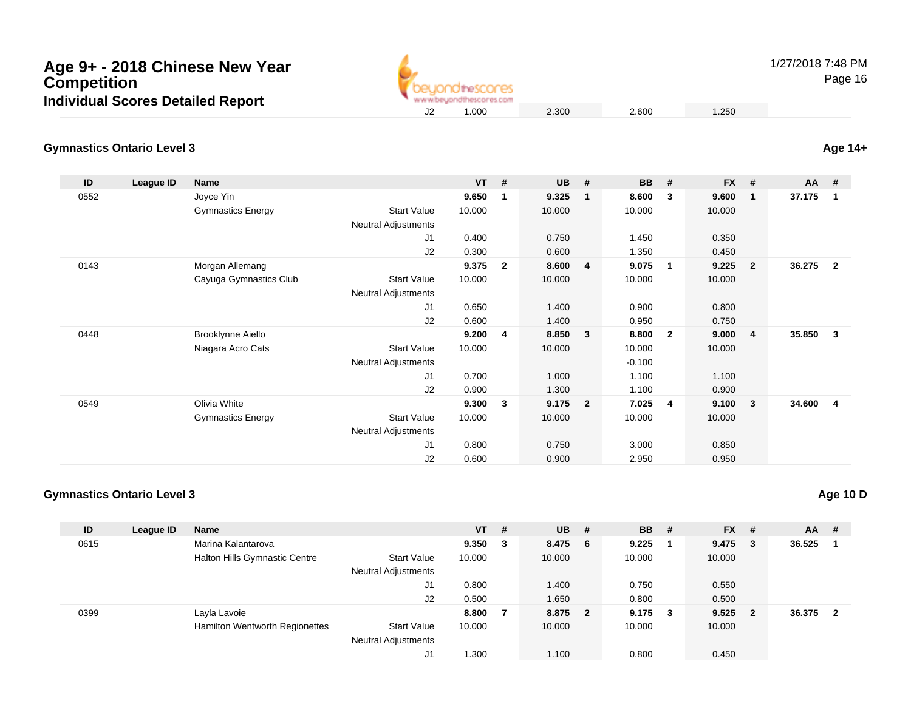# Age 9+ - 2018 Chinese New Year Competition

## Individual Scores Detailed Report

1/27/2018 7:48 PM

| | | | J2 | 1.000 | | 2.300 | | 2.600 | | 1.250 | | | |
|---|---|---|---|---|---|---|---|---|---|---|---|---|---|

### Gymnastics Ontario Level 3

**Age 14+**

| ID | League ID | Name | | VT | # | UB | # | BB | # | FX | # | AA | # |
|---|---|---|---|---|---|---|---|---|---|---|---|---|---|
| 0552 | | Joyce Yin | | **9.650** | **1** | **9.325** | **1** | **8.600** | **3** | **9.600** | **1** | **37.175** | **1** |
| | | Gymnastics Energy | Start Value | 10.000 | | 10.000 | | 10.000 | | 10.000 | | | |
| | | | Neutral Adjustments | | | | | | | | | | |
| | | | J1 | 0.400 | | 0.750 | | 1.450 | | 0.350 | | | |
| | | | J2 | 0.300 | | 0.600 | | 1.350 | | 0.450 | | | |
| 0143 | | Morgan Allemang | | **9.375** | **2** | **8.600** | **4** | **9.075** | **1** | **9.225** | **2** | **36.275** | **2** |
| | | Cayuga Gymnastics Club | Start Value | 10.000 | | 10.000 | | 10.000 | | 10.000 | | | |
| | | | Neutral Adjustments | | | | | | | | | | |
| | | | J1 | 0.650 | | 1.400 | | 0.900 | | 0.800 | | | |
| | | | J2 | 0.600 | | 1.400 | | 0.950 | | 0.750 | | | |
| 0448 | | Brooklynne Aiello | | **9.200** | **4** | **8.850** | **3** | **8.800** | **2** | **9.000** | **4** | **35.850** | **3** |
| | | Niagara Acro Cats | Start Value | 10.000 | | 10.000 | | 10.000 | | 10.000 | | | |
| | | | Neutral Adjustments | | | | | -0.100 | | | | | |
| | | | J1 | 0.700 | | 1.000 | | 1.100 | | 1.100 | | | |
| | | | J2 | 0.900 | | 1.300 | | 1.100 | | 0.900 | | | |
| 0549 | | Olivia White | | **9.300** | **3** | **9.175** | **2** | **7.025** | **4** | **9.100** | **3** | **34.600** | **4** |
| | | Gymnastics Energy | Start Value | 10.000 | | 10.000 | | 10.000 | | 10.000 | | | |
| | | | Neutral Adjustments | | | | | | | | | | |
| | | | J1 | 0.800 | | 0.750 | | 3.000 | | 0.850 | | | |
| | | | J2 | 0.600 | | 0.900 | | 2.950 | | 0.950 | | | |

### Gymnastics Ontario Level 3

**Age 10 D**

| ID | League ID | Name | | VT | # | UB | # | BB | # | FX | # | AA | # |
|---|---|---|---|---|---|---|---|---|---|---|---|---|---|
| 0615 | | Marina Kalantarova | | **9.350** | **3** | **8.475** | **6** | **9.225** | **1** | **9.475** | **3** | **36.525** | **1** |
| | | Halton Hills Gymnastic Centre | Start Value | 10.000 | | 10.000 | | 10.000 | | 10.000 | | | |
| | | | Neutral Adjustments | | | | | | | | | | |
| | | | J1 | 0.800 | | 1.400 | | 0.750 | | 0.550 | | | |
| | | | J2 | 0.500 | | 1.650 | | 0.800 | | 0.500 | | | |
| 0399 | | Layla Lavoie | | **8.800** | **7** | **8.875** | **2** | **9.175** | **3** | **9.525** | **2** | **36.375** | **2** |
| | | Hamilton Wentworth Regionettes | Start Value | 10.000 | | 10.000 | | 10.000 | | 10.000 | | | |
| | | | Neutral Adjustments | | | | | | | | | | |
| | | | J1 | 1.300 | | 1.100 | | 0.800 | | 0.450 | | | |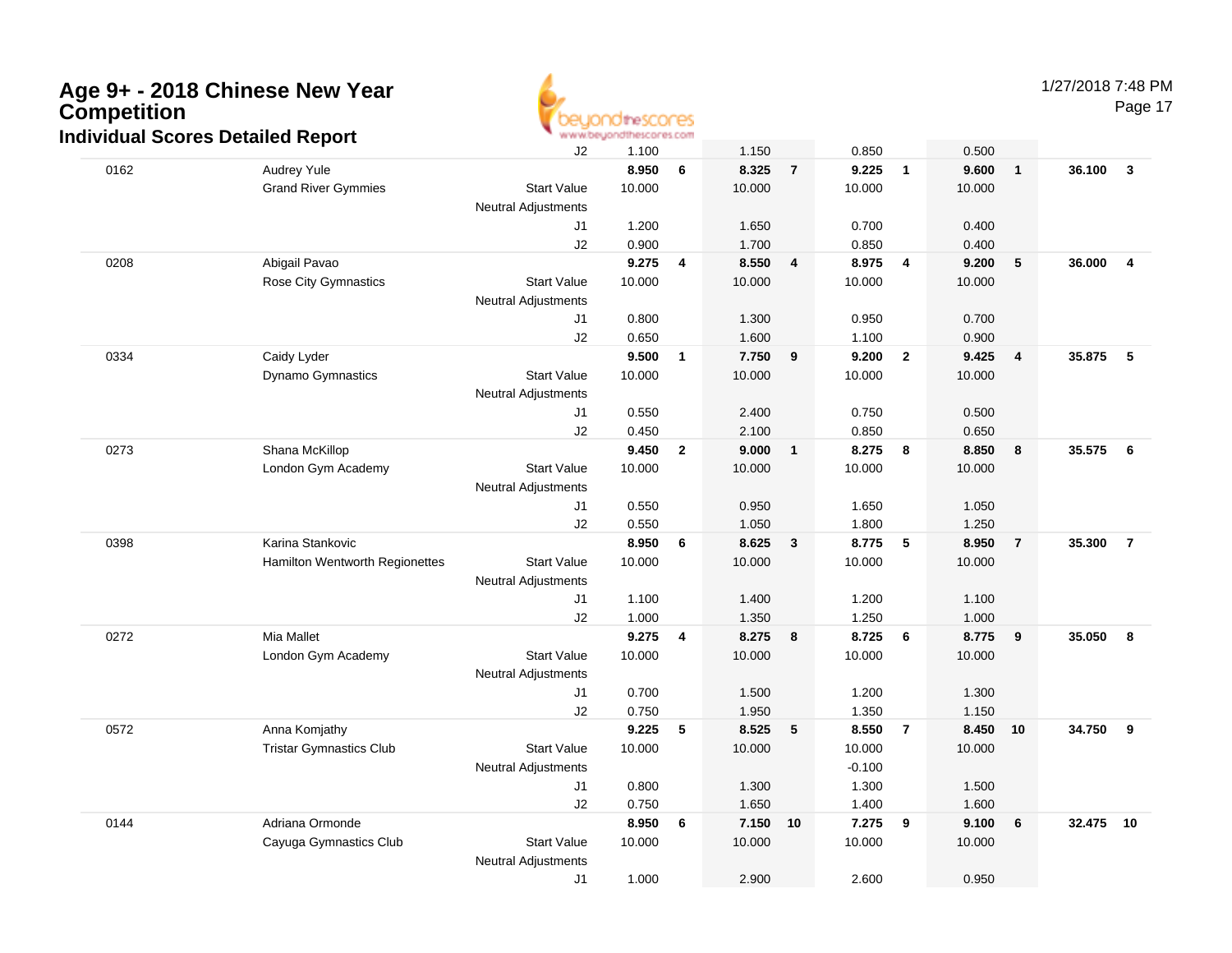# Age 9+ - 2018 Chinese New Year Competition

## Individual Scores Detailed Report

1/27/2018 7:48 PM

| # | Name | | Vault | | Bars | | Beam | | Floor | | AA | |
|---|---|---|---|---|---|---|---|---|---|---|---|---|
| | | J2 | 1.100 | | 1.150 | | 0.850 | | 0.500 | | | |
| 0162 | Audrey Yule | | **8.950** | **6** | **8.325** | **7** | **9.225** | **1** | **9.600** | **1** | **36.100** | **3** |
| | Grand River Gymmies | Start Value | 10.000 | | 10.000 | | 10.000 | | 10.000 | | | |
| | | Neutral Adjustments | | | | | | | | | | |
| | | J1 | 1.200 | | 1.650 | | 0.700 | | 0.400 | | | |
| | | J2 | 0.900 | | 1.700 | | 0.850 | | 0.400 | | | |
| 0208 | Abigail Pavao | | **9.275** | **4** | **8.550** | **4** | **8.975** | **4** | **9.200** | **5** | **36.000** | **4** |
| | Rose City Gymnastics | Start Value | 10.000 | | 10.000 | | 10.000 | | 10.000 | | | |
| | | Neutral Adjustments | | | | | | | | | | |
| | | J1 | 0.800 | | 1.300 | | 0.950 | | 0.700 | | | |
| | | J2 | 0.650 | | 1.600 | | 1.100 | | 0.900 | | | |
| 0334 | Caidy Lyder | | **9.500** | **1** | **7.750** | **9** | **9.200** | **2** | **9.425** | **4** | **35.875** | **5** |
| | Dynamo Gymnastics | Start Value | 10.000 | | 10.000 | | 10.000 | | 10.000 | | | |
| | | Neutral Adjustments | | | | | | | | | | |
| | | J1 | 0.550 | | 2.400 | | 0.750 | | 0.500 | | | |
| | | J2 | 0.450 | | 2.100 | | 0.850 | | 0.650 | | | |
| 0273 | Shana McKillop | | **9.450** | **2** | **9.000** | **1** | **8.275** | **8** | **8.850** | **8** | **35.575** | **6** |
| | London Gym Academy | Start Value | 10.000 | | 10.000 | | 10.000 | | 10.000 | | | |
| | | Neutral Adjustments | | | | | | | | | | |
| | | J1 | 0.550 | | 0.950 | | 1.650 | | 1.050 | | | |
| | | J2 | 0.550 | | 1.050 | | 1.800 | | 1.250 | | | |
| 0398 | Karina Stankovic | | **8.950** | **6** | **8.625** | **3** | **8.775** | **5** | **8.950** | **7** | **35.300** | **7** |
| | Hamilton Wentworth Regionettes | Start Value | 10.000 | | 10.000 | | 10.000 | | 10.000 | | | |
| | | Neutral Adjustments | | | | | | | | | | |
| | | J1 | 1.100 | | 1.400 | | 1.200 | | 1.100 | | | |
| | | J2 | 1.000 | | 1.350 | | 1.250 | | 1.000 | | | |
| 0272 | Mia Mallet | | **9.275** | **4** | **8.275** | **8** | **8.725** | **6** | **8.775** | **9** | **35.050** | **8** |
| | London Gym Academy | Start Value | 10.000 | | 10.000 | | 10.000 | | 10.000 | | | |
| | | Neutral Adjustments | | | | | | | | | | |
| | | J1 | 0.700 | | 1.500 | | 1.200 | | 1.300 | | | |
| | | J2 | 0.750 | | 1.950 | | 1.350 | | 1.150 | | | |
| 0572 | Anna Komjathy | | **9.225** | **5** | **8.525** | **5** | **8.550** | **7** | **8.450** | **10** | **34.750** | **9** |
| | Tristar Gymnastics Club | Start Value | 10.000 | | 10.000 | | 10.000 | | 10.000 | | | |
| | | Neutral Adjustments | | | | | -0.100 | | | | | |
| | | J1 | 0.800 | | 1.300 | | 1.300 | | 1.500 | | | |
| | | J2 | 0.750 | | 1.650 | | 1.400 | | 1.600 | | | |
| 0144 | Adriana Ormonde | | **8.950** | **6** | **7.150** | **10** | **7.275** | **9** | **9.100** | **6** | **32.475** | **10** |
| | Cayuga Gymnastics Club | Start Value | 10.000 | | 10.000 | | 10.000 | | 10.000 | | | |
| | | Neutral Adjustments | | | | | | | | | | |
| | | J1 | 1.000 | | 2.900 | | 2.600 | | 0.950 | | | |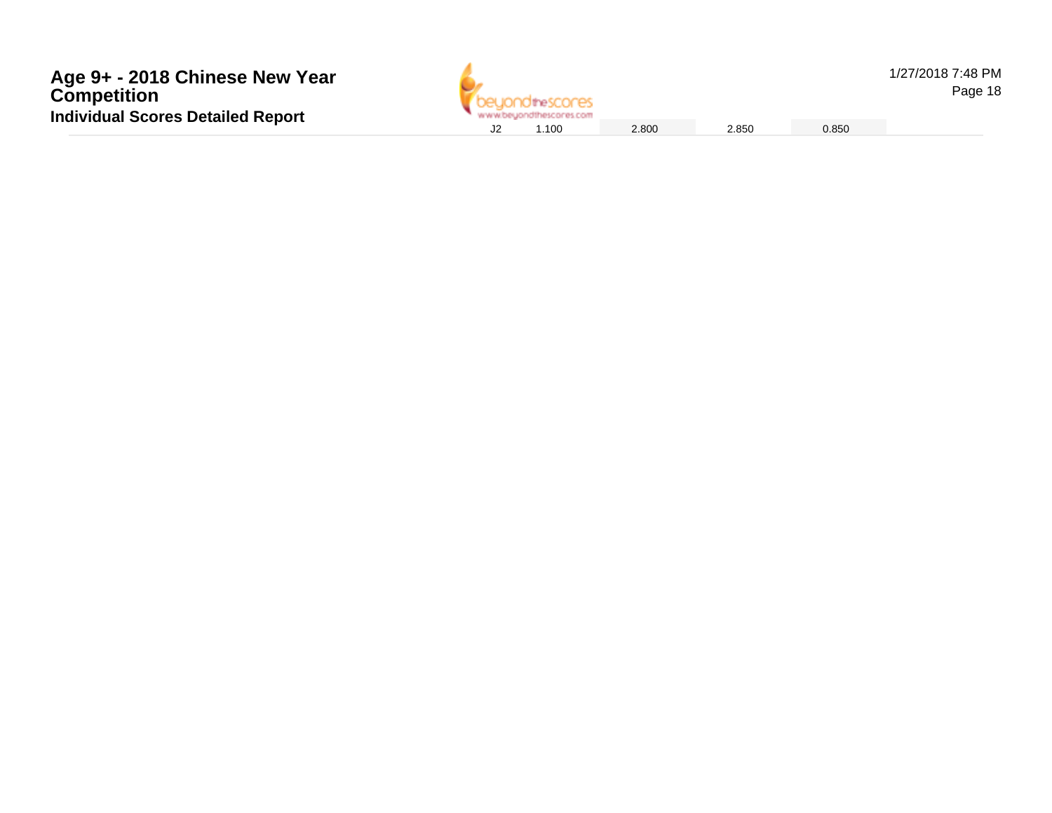| | | | | |
|---|---|---|---|---|
| J2 | 1.100 | 2.800 | 2.850 | 0.850 |